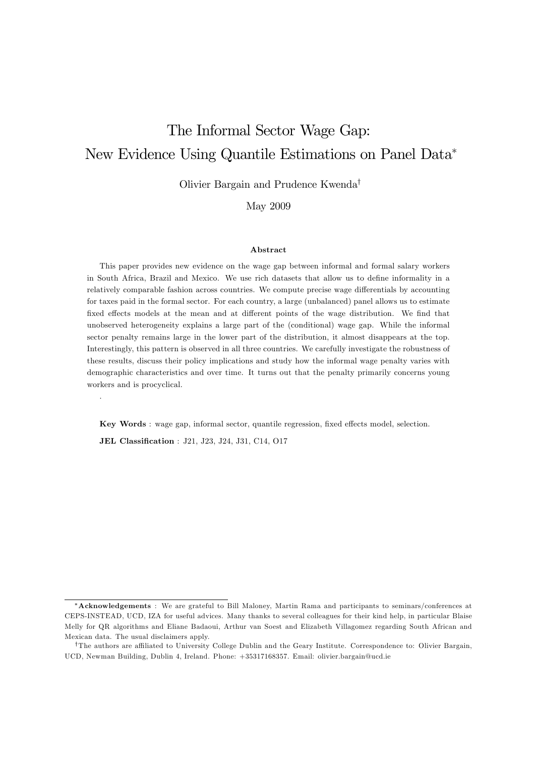# The Informal Sector Wage Gap:
# New Evidence Using Quantile Estimations on Panel Data[*]

Olivier Bargain and Prudence Kwenda[†]

May 2009

**Abstract**

This paper provides new evidence on the wage gap between informal and formal salary workers in South Africa, Brazil and Mexico. We use rich datasets that allow us to define informality in a relatively comparable fashion across countries. We compute precise wage differentials by accounting for taxes paid in the formal sector. For each country, a large (unbalanced) panel allows us to estimate fixed effects models at the mean and at different points of the wage distribution. We find that unobserved heterogeneity explains a large part of the (conditional) wage gap. While the informal sector penalty remains large in the lower part of the distribution, it almost disappears at the top. Interestingly, this pattern is observed in all three countries. We carefully investigate the robustness of these results, discuss their policy implications and study how the informal wage penalty varies with demographic characteristics and over time. It turns out that the penalty primarily concerns young workers and is procyclical.

.

**Key Words** : wage gap, informal sector, quantile regression, fixed effects model, selection.

**JEL Classification** : J21, J23, J24, J31, C14, O17

---

[*] **Acknowledgements** : We are grateful to Bill Maloney, Martin Rama and participants to seminars/conferences at CEPS-INSTEAD, UCD, IZA for useful advices. Many thanks to several colleagues for their kind help, in particular Blaise Melly for QR algorithms and Eliane Badaoui, Arthur van Soest and Elizabeth Villagomez regarding South African and Mexican data. The usual disclaimers apply.

[†] The authors are affiliated to University College Dublin and the Geary Institute. Correspondence to: Olivier Bargain, UCD, Newman Building, Dublin 4, Ireland. Phone: +35317168357. Email: olivier.bargain@ucd.ie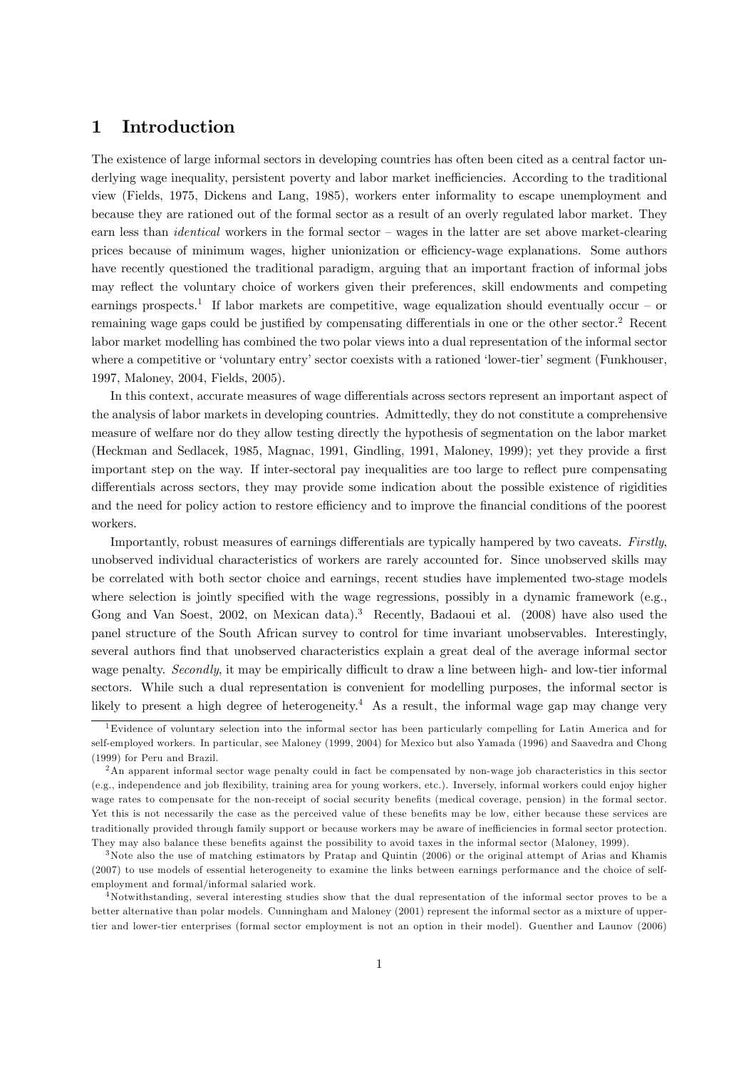# 1 Introduction

The existence of large informal sectors in developing countries has often been cited as a central factor underlying wage inequality, persistent poverty and labor market inefficiencies. According to the traditional view (Fields, 1975, Dickens and Lang, 1985), workers enter informality to escape unemployment and because they are rationed out of the formal sector as a result of an overly regulated labor market. They earn less than *identical* workers in the formal sector – wages in the latter are set above market-clearing prices because of minimum wages, higher unionization or efficiency-wage explanations. Some authors have recently questioned the traditional paradigm, arguing that an important fraction of informal jobs may reflect the voluntary choice of workers given their preferences, skill endowments and competing earnings prospects.[1] If labor markets are competitive, wage equalization should eventually occur – or remaining wage gaps could be justified by compensating differentials in one or the other sector.[2] Recent labor market modelling has combined the two polar views into a dual representation of the informal sector where a competitive or 'voluntary entry' sector coexists with a rationed 'lower-tier' segment (Funkhouser, 1997, Maloney, 2004, Fields, 2005).

In this context, accurate measures of wage differentials across sectors represent an important aspect of the analysis of labor markets in developing countries. Admittedly, they do not constitute a comprehensive measure of welfare nor do they allow testing directly the hypothesis of segmentation on the labor market (Heckman and Sedlacek, 1985, Magnac, 1991, Gindling, 1991, Maloney, 1999); yet they provide a first important step on the way. If inter-sectoral pay inequalities are too large to reflect pure compensating differentials across sectors, they may provide some indication about the possible existence of rigidities and the need for policy action to restore efficiency and to improve the financial conditions of the poorest workers.

Importantly, robust measures of earnings differentials are typically hampered by two caveats. *Firstly*, unobserved individual characteristics of workers are rarely accounted for. Since unobserved skills may be correlated with both sector choice and earnings, recent studies have implemented two-stage models where selection is jointly specified with the wage regressions, possibly in a dynamic framework (e.g., Gong and Van Soest, 2002, on Mexican data).[3] Recently, Badaoui et al. (2008) have also used the panel structure of the South African survey to control for time invariant unobservables. Interestingly, several authors find that unobserved characteristics explain a great deal of the average informal sector wage penalty. *Secondly*, it may be empirically difficult to draw a line between high- and low-tier informal sectors. While such a dual representation is convenient for modelling purposes, the informal sector is likely to present a high degree of heterogeneity.[4] As a result, the informal wage gap may change very

---

[1] Evidence of voluntary selection into the informal sector has been particularly compelling for Latin America and for self-employed workers. In particular, see Maloney (1999, 2004) for Mexico but also Yamada (1996) and Saavedra and Chong (1999) for Peru and Brazil.

[2] An apparent informal sector wage penalty could in fact be compensated by non-wage job characteristics in this sector (e.g., independence and job flexibility, training area for young workers, etc.). Inversely, informal workers could enjoy higher wage rates to compensate for the non-receipt of social security benefits (medical coverage, pension) in the formal sector. Yet this is not necessarily the case as the perceived value of these benefits may be low, either because these services are traditionally provided through family support or because workers may be aware of inefficiencies in formal sector protection. They may also balance these benefits against the possibility to avoid taxes in the informal sector (Maloney, 1999).

[3] Note also the use of matching estimators by Pratap and Quintin (2006) or the original attempt of Arias and Khamis (2007) to use models of essential heterogeneity to examine the links between earnings performance and the choice of self-employment and formal/informal salaried work.

[4] Notwithstanding, several interesting studies show that the dual representation of the informal sector proves to be a better alternative than polar models. Cunningham and Maloney (2001) represent the informal sector as a mixture of upper-tier and lower-tier enterprises (formal sector employment is not an option in their model). Guenther and Launov (2006)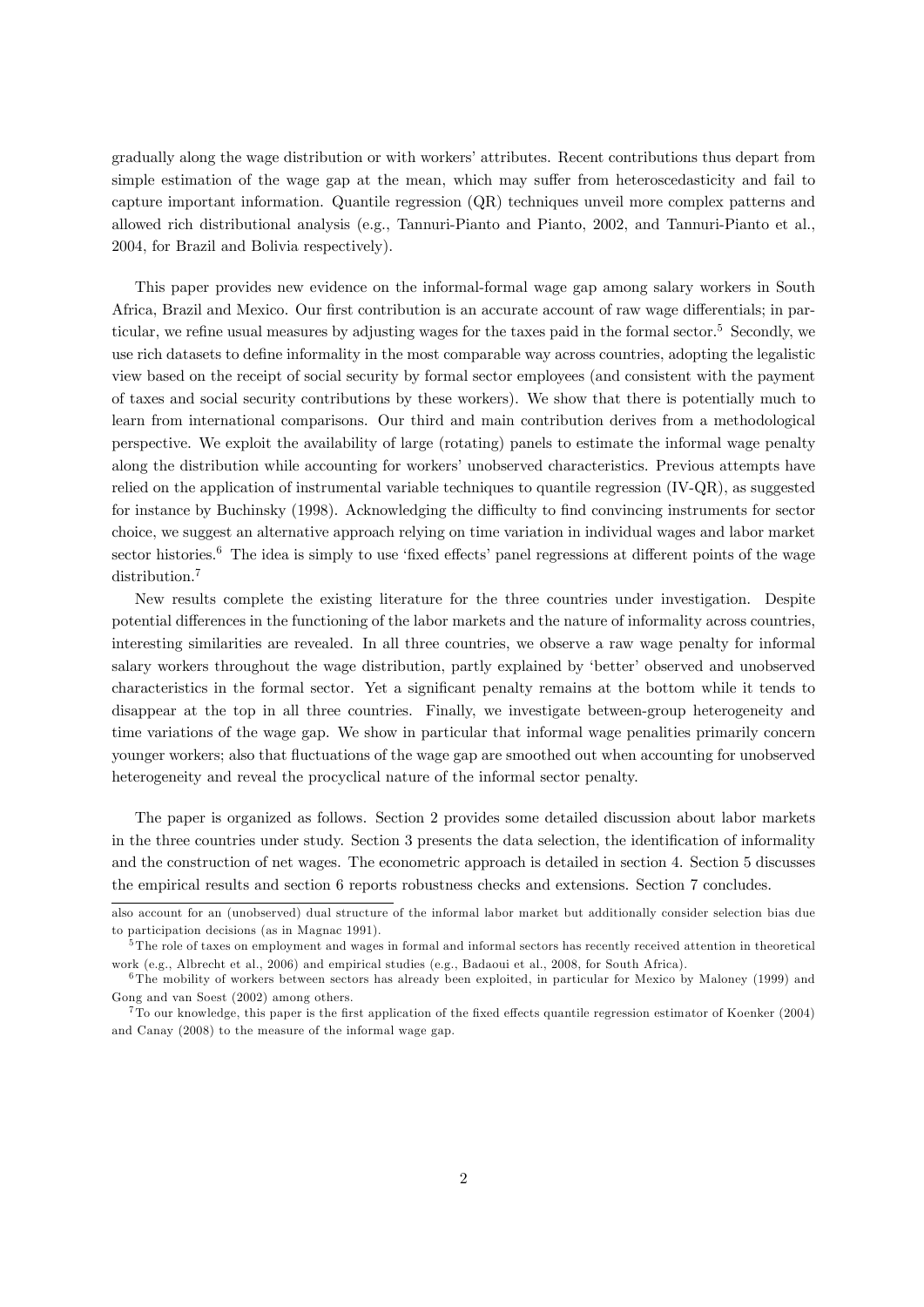gradually along the wage distribution or with workers' attributes. Recent contributions thus depart from simple estimation of the wage gap at the mean, which may suffer from heteroscedasticity and fail to capture important information. Quantile regression (QR) techniques unveil more complex patterns and allowed rich distributional analysis (e.g., Tannuri-Pianto and Pianto, 2002, and Tannuri-Pianto et al., 2004, for Brazil and Bolivia respectively).

This paper provides new evidence on the informal-formal wage gap among salary workers in South Africa, Brazil and Mexico. Our first contribution is an accurate account of raw wage differentials; in particular, we refine usual measures by adjusting wages for the taxes paid in the formal sector.[5] Secondly, we use rich datasets to define informality in the most comparable way across countries, adopting the legalistic view based on the receipt of social security by formal sector employees (and consistent with the payment of taxes and social security contributions by these workers). We show that there is potentially much to learn from international comparisons. Our third and main contribution derives from a methodological perspective. We exploit the availability of large (rotating) panels to estimate the informal wage penalty along the distribution while accounting for workers' unobserved characteristics. Previous attempts have relied on the application of instrumental variable techniques to quantile regression (IV-QR), as suggested for instance by Buchinsky (1998). Acknowledging the difficulty to find convincing instruments for sector choice, we suggest an alternative approach relying on time variation in individual wages and labor market sector histories.[6] The idea is simply to use 'fixed effects' panel regressions at different points of the wage distribution.[7]

New results complete the existing literature for the three countries under investigation. Despite potential differences in the functioning of the labor markets and the nature of informality across countries, interesting similarities are revealed. In all three countries, we observe a raw wage penalty for informal salary workers throughout the wage distribution, partly explained by 'better' observed and unobserved characteristics in the formal sector. Yet a significant penalty remains at the bottom while it tends to disappear at the top in all three countries. Finally, we investigate between-group heterogeneity and time variations of the wage gap. We show in particular that informal wage penalities primarily concern younger workers; also that fluctuations of the wage gap are smoothed out when accounting for unobserved heterogeneity and reveal the procyclical nature of the informal sector penalty.

The paper is organized as follows. Section 2 provides some detailed discussion about labor markets in the three countries under study. Section 3 presents the data selection, the identification of informality and the construction of net wages. The econometric approach is detailed in section 4. Section 5 discusses the empirical results and section 6 reports robustness checks and extensions. Section 7 concludes.

---

also account for an (unobserved) dual structure of the informal labor market but additionally consider selection bias due to participation decisions (as in Magnac 1991).

[5] The role of taxes on employment and wages in formal and informal sectors has recently received attention in theoretical work (e.g., Albrecht et al., 2006) and empirical studies (e.g., Badaoui et al., 2008, for South Africa).

[6] The mobility of workers between sectors has already been exploited, in particular for Mexico by Maloney (1999) and Gong and van Soest (2002) among others.

[7] To our knowledge, this paper is the first application of the fixed effects quantile regression estimator of Koenker (2004) and Canay (2008) to the measure of the informal wage gap.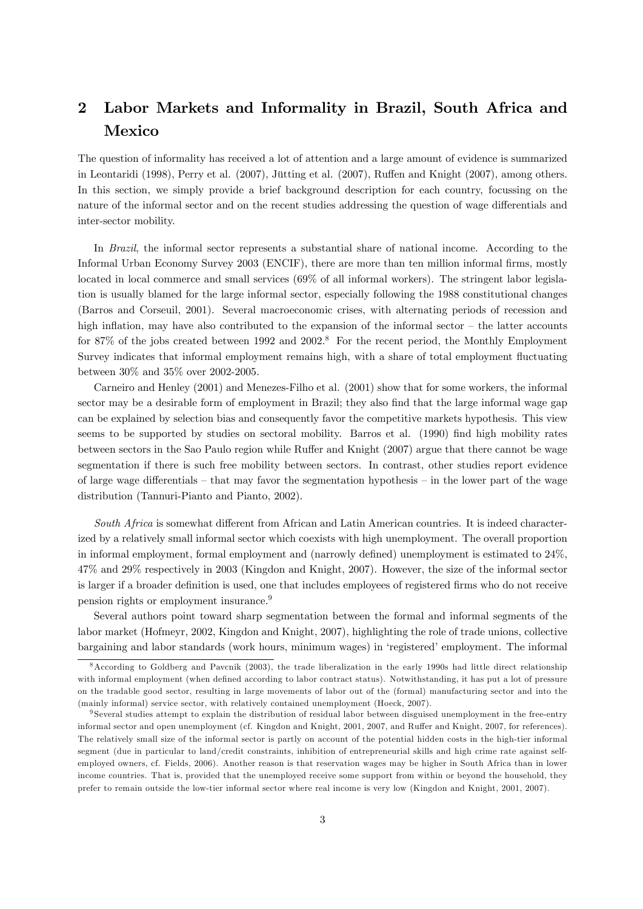## 2 Labor Markets and Informality in Brazil, South Africa and Mexico

The question of informality has received a lot of attention and a large amount of evidence is summarized in Leontaridi (1998), Perry et al. (2007), Jütting et al. (2007), Ruffen and Knight (2007), among others. In this section, we simply provide a brief background description for each country, focussing on the nature of the informal sector and on the recent studies addressing the question of wage differentials and inter-sector mobility.

In *Brazil*, the informal sector represents a substantial share of national income. According to the Informal Urban Economy Survey 2003 (ENCIF), there are more than ten million informal firms, mostly located in local commerce and small services (69% of all informal workers). The stringent labor legislation is usually blamed for the large informal sector, especially following the 1988 constitutional changes (Barros and Corseuil, 2001). Several macroeconomic crises, with alternating periods of recession and high inflation, may have also contributed to the expansion of the informal sector – the latter accounts for 87% of the jobs created between 1992 and 2002.[8] For the recent period, the Monthly Employment Survey indicates that informal employment remains high, with a share of total employment fluctuating between 30% and 35% over 2002-2005.

Carneiro and Henley (2001) and Menezes-Filho et al. (2001) show that for some workers, the informal sector may be a desirable form of employment in Brazil; they also find that the large informal wage gap can be explained by selection bias and consequently favor the competitive markets hypothesis. This view seems to be supported by studies on sectoral mobility. Barros et al. (1990) find high mobility rates between sectors in the Sao Paulo region while Ruffer and Knight (2007) argue that there cannot be wage segmentation if there is such free mobility between sectors. In contrast, other studies report evidence of large wage differentials – that may favor the segmentation hypothesis – in the lower part of the wage distribution (Tannuri-Pianto and Pianto, 2002).

*South Africa* is somewhat different from African and Latin American countries. It is indeed characterized by a relatively small informal sector which coexists with high unemployment. The overall proportion in informal employment, formal employment and (narrowly defined) unemployment is estimated to 24%, 47% and 29% respectively in 2003 (Kingdon and Knight, 2007). However, the size of the informal sector is larger if a broader definition is used, one that includes employees of registered firms who do not receive pension rights or employment insurance.[9]

Several authors point toward sharp segmentation between the formal and informal segments of the labor market (Hofmeyr, 2002, Kingdon and Knight, 2007), highlighting the role of trade unions, collective bargaining and labor standards (work hours, minimum wages) in 'registered' employment. The informal

[8] According to Goldberg and Pavcnik (2003), the trade liberalization in the early 1990s had little direct relationship with informal employment (when defined according to labor contract status). Notwithstanding, it has put a lot of pressure on the tradable good sector, resulting in large movements of labor out of the (formal) manufacturing sector and into the (mainly informal) service sector, with relatively contained unemployment (Hoeck, 2007).

[9] Several studies attempt to explain the distribution of residual labor between disguised unemployment in the free-entry informal sector and open unemployment (cf. Kingdon and Knight, 2001, 2007, and Ruffer and Knight, 2007, for references). The relatively small size of the informal sector is partly on account of the potential hidden costs in the high-tier informal segment (due in particular to land/credit constraints, inhibition of entrepreneurial skills and high crime rate against self-employed owners, cf. Fields, 2006). Another reason is that reservation wages may be higher in South Africa than in lower income countries. That is, provided that the unemployed receive some support from within or beyond the household, they prefer to remain outside the low-tier informal sector where real income is very low (Kingdon and Knight, 2001, 2007).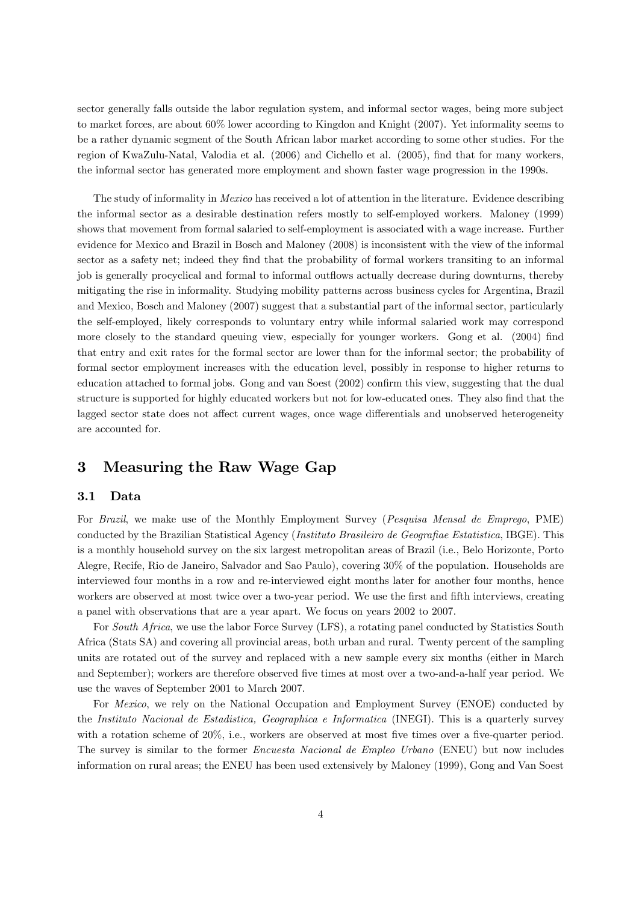sector generally falls outside the labor regulation system, and informal sector wages, being more subject to market forces, are about 60% lower according to Kingdon and Knight (2007). Yet informality seems to be a rather dynamic segment of the South African labor market according to some other studies. For the region of KwaZulu-Natal, Valodia et al. (2006) and Cichello et al. (2005), find that for many workers, the informal sector has generated more employment and shown faster wage progression in the 1990s.

The study of informality in *Mexico* has received a lot of attention in the literature. Evidence describing the informal sector as a desirable destination refers mostly to self-employed workers. Maloney (1999) shows that movement from formal salaried to self-employment is associated with a wage increase. Further evidence for Mexico and Brazil in Bosch and Maloney (2008) is inconsistent with the view of the informal sector as a safety net; indeed they find that the probability of formal workers transiting to an informal job is generally procyclical and formal to informal outflows actually decrease during downturns, thereby mitigating the rise in informality. Studying mobility patterns across business cycles for Argentina, Brazil and Mexico, Bosch and Maloney (2007) suggest that a substantial part of the informal sector, particularly the self-employed, likely corresponds to voluntary entry while informal salaried work may correspond more closely to the standard queuing view, especially for younger workers. Gong et al. (2004) find that entry and exit rates for the formal sector are lower than for the informal sector; the probability of formal sector employment increases with the education level, possibly in response to higher returns to education attached to formal jobs. Gong and van Soest (2002) confirm this view, suggesting that the dual structure is supported for highly educated workers but not for low-educated ones. They also find that the lagged sector state does not affect current wages, once wage differentials and unobserved heterogeneity are accounted for.

# 3 Measuring the Raw Wage Gap

## 3.1 Data

For *Brazil*, we make use of the Monthly Employment Survey (*Pesquisa Mensal de Emprego*, PME) conducted by the Brazilian Statistical Agency (*Instituto Brasileiro de Geografiae Estatistica*, IBGE). This is a monthly household survey on the six largest metropolitan areas of Brazil (i.e., Belo Horizonte, Porto Alegre, Recife, Rio de Janeiro, Salvador and Sao Paulo), covering 30% of the population. Households are interviewed four months in a row and re-interviewed eight months later for another four months, hence workers are observed at most twice over a two-year period. We use the first and fifth interviews, creating a panel with observations that are a year apart. We focus on years 2002 to 2007.

For *South Africa*, we use the labor Force Survey (LFS), a rotating panel conducted by Statistics South Africa (Stats SA) and covering all provincial areas, both urban and rural. Twenty percent of the sampling units are rotated out of the survey and replaced with a new sample every six months (either in March and September); workers are therefore observed five times at most over a two-and-a-half year period. We use the waves of September 2001 to March 2007.

For *Mexico*, we rely on the National Occupation and Employment Survey (ENOE) conducted by the *Instituto Nacional de Estadistica, Geographica e Informatica* (INEGI). This is a quarterly survey with a rotation scheme of 20%, i.e., workers are observed at most five times over a five-quarter period. The survey is similar to the former *Encuesta Nacional de Empleo Urbano* (ENEU) but now includes information on rural areas; the ENEU has been used extensively by Maloney (1999), Gong and Van Soest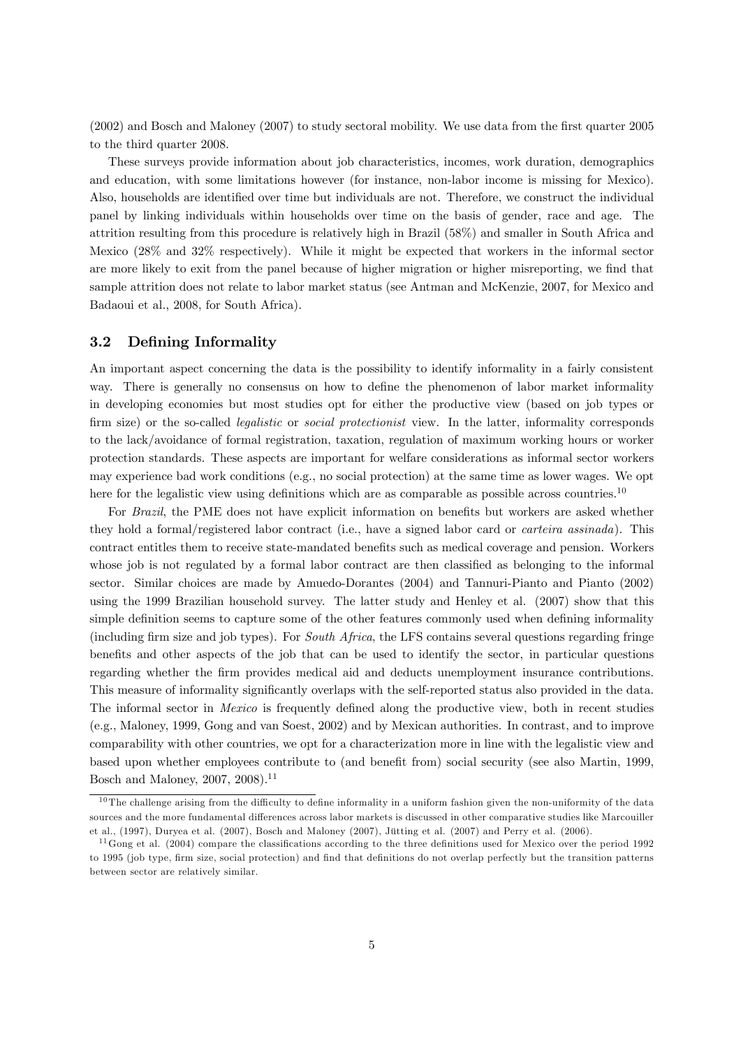(2002) and Bosch and Maloney (2007) to study sectoral mobility. We use data from the first quarter 2005 to the third quarter 2008.

These surveys provide information about job characteristics, incomes, work duration, demographics and education, with some limitations however (for instance, non-labor income is missing for Mexico). Also, households are identified over time but individuals are not. Therefore, we construct the individual panel by linking individuals within households over time on the basis of gender, race and age. The attrition resulting from this procedure is relatively high in Brazil (58%) and smaller in South Africa and Mexico (28% and 32% respectively). While it might be expected that workers in the informal sector are more likely to exit from the panel because of higher migration or higher misreporting, we find that sample attrition does not relate to labor market status (see Antman and McKenzie, 2007, for Mexico and Badaoui et al., 2008, for South Africa).

### 3.2 Defining Informality

An important aspect concerning the data is the possibility to identify informality in a fairly consistent way. There is generally no consensus on how to define the phenomenon of labor market informality in developing economies but most studies opt for either the productive view (based on job types or firm size) or the so-called *legalistic* or *social protectionist* view. In the latter, informality corresponds to the lack/avoidance of formal registration, taxation, regulation of maximum working hours or worker protection standards. These aspects are important for welfare considerations as informal sector workers may experience bad work conditions (e.g., no social protection) at the same time as lower wages. We opt here for the legalistic view using definitions which are as comparable as possible across countries.[10]

For *Brazil*, the PME does not have explicit information on benefits but workers are asked whether they hold a formal/registered labor contract (i.e., have a signed labor card or *carteira assinada*). This contract entitles them to receive state-mandated benefits such as medical coverage and pension. Workers whose job is not regulated by a formal labor contract are then classified as belonging to the informal sector. Similar choices are made by Amuedo-Dorantes (2004) and Tannuri-Pianto and Pianto (2002) using the 1999 Brazilian household survey. The latter study and Henley et al. (2007) show that this simple definition seems to capture some of the other features commonly used when defining informality (including firm size and job types). For *South Africa*, the LFS contains several questions regarding fringe benefits and other aspects of the job that can be used to identify the sector, in particular questions regarding whether the firm provides medical aid and deducts unemployment insurance contributions. This measure of informality significantly overlaps with the self-reported status also provided in the data. The informal sector in *Mexico* is frequently defined along the productive view, both in recent studies (e.g., Maloney, 1999, Gong and van Soest, 2002) and by Mexican authorities. In contrast, and to improve comparability with other countries, we opt for a characterization more in line with the legalistic view and based upon whether employees contribute to (and benefit from) social security (see also Martin, 1999, Bosch and Maloney, 2007, 2008).[11]

[10] The challenge arising from the difficulty to define informality in a uniform fashion given the non-uniformity of the data sources and the more fundamental differences across labor markets is discussed in other comparative studies like Marcouiller et al., (1997), Duryea et al. (2007), Bosch and Maloney (2007), Jütting et al. (2007) and Perry et al. (2006).

[11] Gong et al. (2004) compare the classifications according to the three definitions used for Mexico over the period 1992 to 1995 (job type, firm size, social protection) and find that definitions do not overlap perfectly but the transition patterns between sector are relatively similar.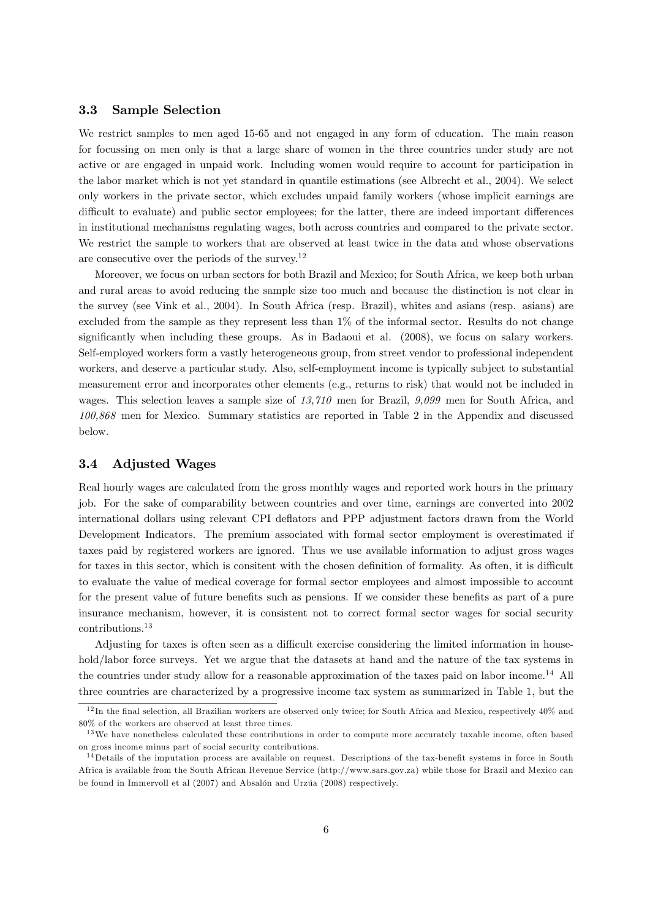### 3.3 Sample Selection

We restrict samples to men aged 15-65 and not engaged in any form of education. The main reason for focussing on men only is that a large share of women in the three countries under study are not active or are engaged in unpaid work. Including women would require to account for participation in the labor market which is not yet standard in quantile estimations (see Albrecht et al., 2004). We select only workers in the private sector, which excludes unpaid family workers (whose implicit earnings are difficult to evaluate) and public sector employees; for the latter, there are indeed important differences in institutional mechanisms regulating wages, both across countries and compared to the private sector. We restrict the sample to workers that are observed at least twice in the data and whose observations are consecutive over the periods of the survey.[12]

Moreover, we focus on urban sectors for both Brazil and Mexico; for South Africa, we keep both urban and rural areas to avoid reducing the sample size too much and because the distinction is not clear in the survey (see Vink et al., 2004). In South Africa (resp. Brazil), whites and asians (resp. asians) are excluded from the sample as they represent less than 1% of the informal sector. Results do not change significantly when including these groups. As in Badaoui et al. (2008), we focus on salary workers. Self-employed workers form a vastly heterogeneous group, from street vendor to professional independent workers, and deserve a particular study. Also, self-employment income is typically subject to substantial measurement error and incorporates other elements (e.g., returns to risk) that would not be included in wages. This selection leaves a sample size of *13,710* men for Brazil, *9,099* men for South Africa, and *100,868* men for Mexico. Summary statistics are reported in Table 2 in the Appendix and discussed below.

### 3.4 Adjusted Wages

Real hourly wages are calculated from the gross monthly wages and reported work hours in the primary job. For the sake of comparability between countries and over time, earnings are converted into 2002 international dollars using relevant CPI deflators and PPP adjustment factors drawn from the World Development Indicators. The premium associated with formal sector employment is overestimated if taxes paid by registered workers are ignored. Thus we use available information to adjust gross wages for taxes in this sector, which is consitent with the chosen definition of formality. As often, it is difficult to evaluate the value of medical coverage for formal sector employees and almost impossible to account for the present value of future benefits such as pensions. If we consider these benefits as part of a pure insurance mechanism, however, it is consistent not to correct formal sector wages for social security contributions.[13]

Adjusting for taxes is often seen as a difficult exercise considering the limited information in household/labor force surveys. Yet we argue that the datasets at hand and the nature of the tax systems in the countries under study allow for a reasonable approximation of the taxes paid on labor income.[14] All three countries are characterized by a progressive income tax system as summarized in Table 1, but the

---

[12] In the final selection, all Brazilian workers are observed only twice; for South Africa and Mexico, respectively 40% and 80% of the workers are observed at least three times.

[13] We have nonetheless calculated these contributions in order to compute more accurately taxable income, often based on gross income minus part of social security contributions.

[14] Details of the imputation process are available on request. Descriptions of the tax-benefit systems in force in South Africa is available from the South African Revenue Service (http://www.sars.gov.za) while those for Brazil and Mexico can be found in Immervoll et al (2007) and Absalón and Urzúa (2008) respectively.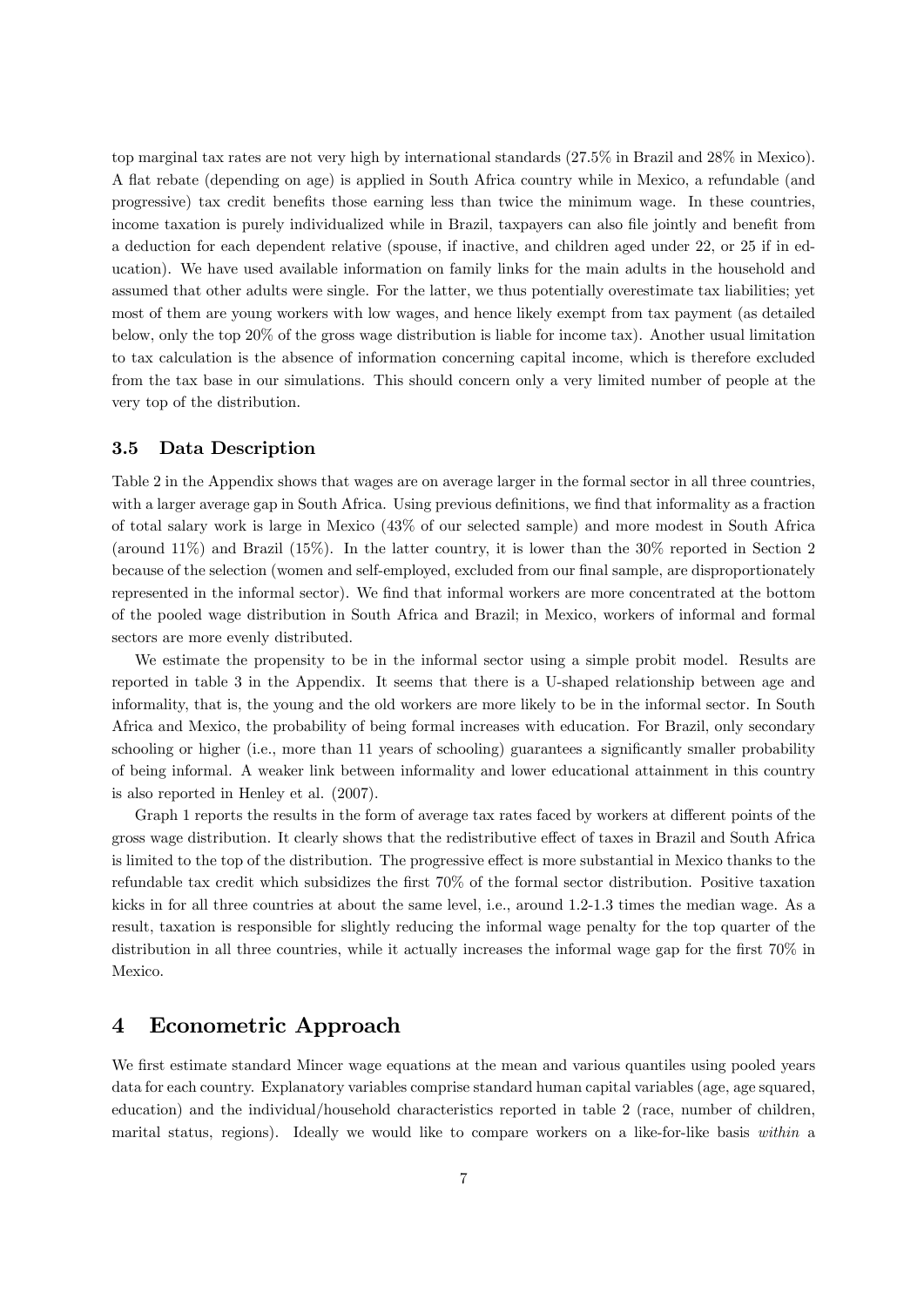top marginal tax rates are not very high by international standards (27.5% in Brazil and 28% in Mexico). A flat rebate (depending on age) is applied in South Africa country while in Mexico, a refundable (and progressive) tax credit benefits those earning less than twice the minimum wage. In these countries, income taxation is purely individualized while in Brazil, taxpayers can also file jointly and benefit from a deduction for each dependent relative (spouse, if inactive, and children aged under 22, or 25 if in education). We have used available information on family links for the main adults in the household and assumed that other adults were single. For the latter, we thus potentially overestimate tax liabilities; yet most of them are young workers with low wages, and hence likely exempt from tax payment (as detailed below, only the top 20% of the gross wage distribution is liable for income tax). Another usual limitation to tax calculation is the absence of information concerning capital income, which is therefore excluded from the tax base in our simulations. This should concern only a very limited number of people at the very top of the distribution.

### 3.5 Data Description

Table 2 in the Appendix shows that wages are on average larger in the formal sector in all three countries, with a larger average gap in South Africa. Using previous definitions, we find that informality as a fraction of total salary work is large in Mexico (43% of our selected sample) and more modest in South Africa (around 11%) and Brazil (15%). In the latter country, it is lower than the 30% reported in Section 2 because of the selection (women and self-employed, excluded from our final sample, are disproportionately represented in the informal sector). We find that informal workers are more concentrated at the bottom of the pooled wage distribution in South Africa and Brazil; in Mexico, workers of informal and formal sectors are more evenly distributed.

We estimate the propensity to be in the informal sector using a simple probit model. Results are reported in table 3 in the Appendix. It seems that there is a U-shaped relationship between age and informality, that is, the young and the old workers are more likely to be in the informal sector. In South Africa and Mexico, the probability of being formal increases with education. For Brazil, only secondary schooling or higher (i.e., more than 11 years of schooling) guarantees a significantly smaller probability of being informal. A weaker link between informality and lower educational attainment in this country is also reported in Henley et al. (2007).

Graph 1 reports the results in the form of average tax rates faced by workers at different points of the gross wage distribution. It clearly shows that the redistributive effect of taxes in Brazil and South Africa is limited to the top of the distribution. The progressive effect is more substantial in Mexico thanks to the refundable tax credit which subsidizes the first 70% of the formal sector distribution. Positive taxation kicks in for all three countries at about the same level, i.e., around 1.2-1.3 times the median wage. As a result, taxation is responsible for slightly reducing the informal wage penalty for the top quarter of the distribution in all three countries, while it actually increases the informal wage gap for the first 70% in Mexico.

## 4 Econometric Approach

We first estimate standard Mincer wage equations at the mean and various quantiles using pooled years data for each country. Explanatory variables comprise standard human capital variables (age, age squared, education) and the individual/household characteristics reported in table 2 (race, number of children, marital status, regions). Ideally we would like to compare workers on a like-for-like basis *within* a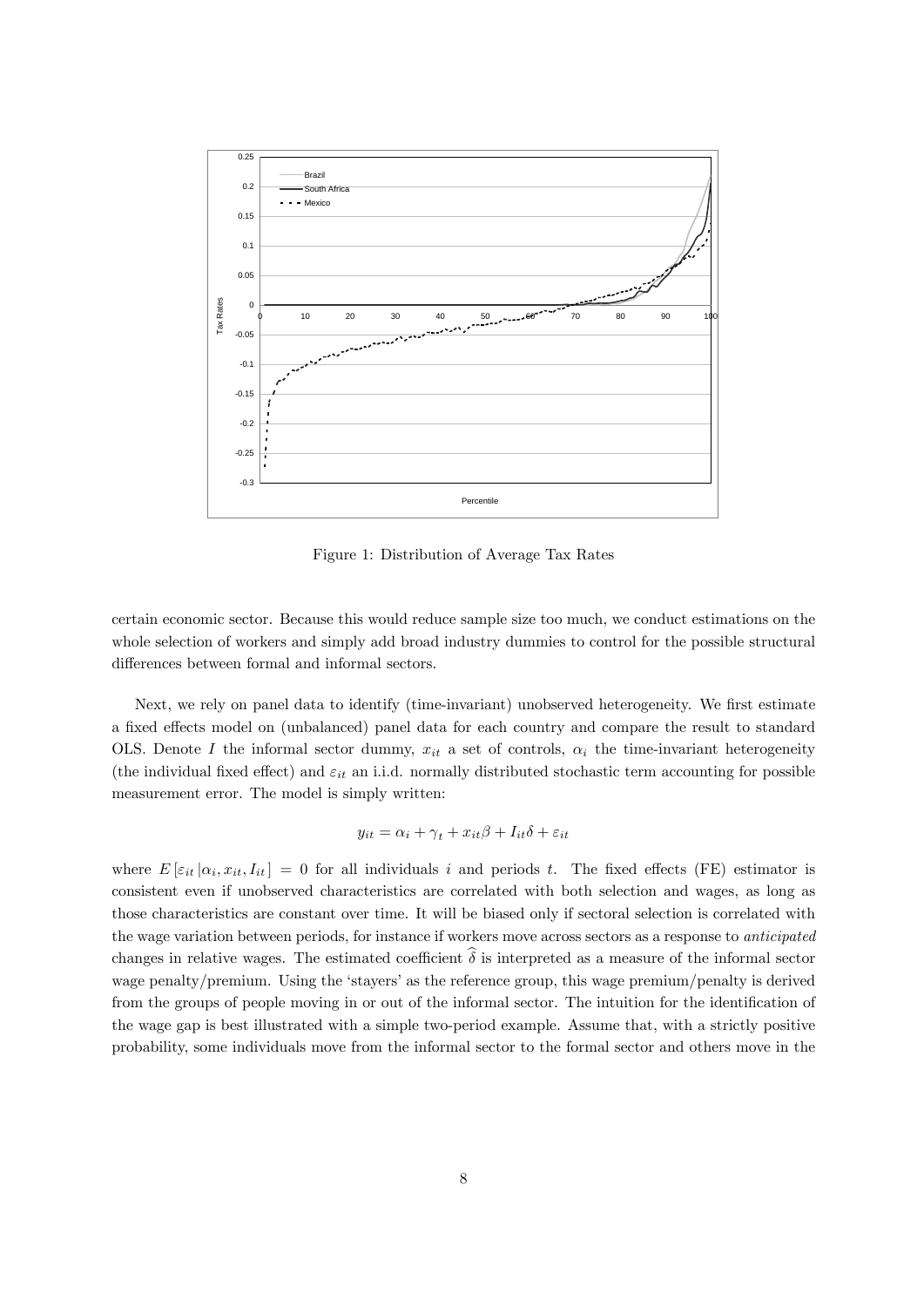Figure 1: Distribution of Average Tax Rates

certain economic sector. Because this would reduce sample size too much, we conduct estimations on the whole selection of workers and simply add broad industry dummies to control for the possible structural differences between formal and informal sectors.

Next, we rely on panel data to identify (time-invariant) unobserved heterogeneity. We first estimate a fixed effects model on (unbalanced) panel data for each country and compare the result to standard OLS. Denote $I$ the informal sector dummy, $x_{it}$ a set of controls, $\alpha_i$ the time-invariant heterogeneity (the individual fixed effect) and $\varepsilon_{it}$ an i.i.d. normally distributed stochastic term accounting for possible measurement error. The model is simply written:

$$y_{it} = \alpha_i + \gamma_t + x_{it}\beta + I_{it}\delta + \varepsilon_{it}$$

where $E[\varepsilon_{it} | \alpha_i, x_{it}, I_{it}] = 0$ for all individuals $i$ and periods $t$. The fixed effects (FE) estimator is consistent even if unobserved characteristics are correlated with both selection and wages, as long as those characteristics are constant over time. It will be biased only if sectoral selection is correlated with the wage variation between periods, for instance if workers move across sectors as a response to *anticipated* changes in relative wages. The estimated coefficient $\widehat{\delta}$ is interpreted as a measure of the informal sector wage penalty/premium. Using the 'stayers' as the reference group, this wage premium/penalty is derived from the groups of people moving in or out of the informal sector. The intuition for the identification of the wage gap is best illustrated with a simple two-period example. Assume that, with a strictly positive probability, some individuals move from the informal sector to the formal sector and others move in the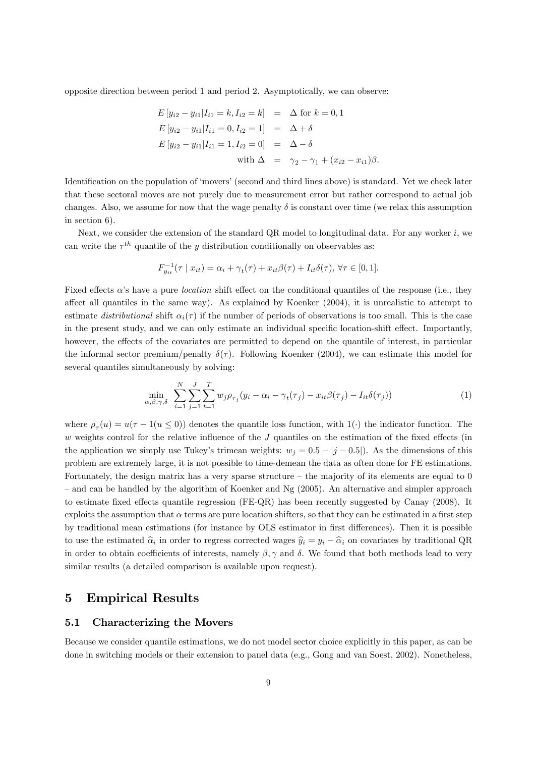opposite direction between period 1 and period 2. Asymptotically, we can observe:

$$
\begin{aligned}
E\left[y_{i2} - y_{i1} | I_{i1} = k, I_{i2} = k\right] &= \Delta \text{ for } k = 0, 1 \\
E\left[y_{i2} - y_{i1} | I_{i1} = 0, I_{i2} = 1\right] &= \Delta + \delta \\
E\left[y_{i2} - y_{i1} | I_{i1} = 1, I_{i2} = 0\right] &= \Delta - \delta \\
\text{with } \Delta &= \gamma_2 - \gamma_1 + (x_{i2} - x_{i1})\beta.
\end{aligned}
$$

Identification on the population of 'movers' (second and third lines above) is standard. Yet we check later that these sectoral moves are not purely due to measurement error but rather correspond to actual job changes. Also, we assume for now that the wage penalty $\delta$ is constant over time (we relax this assumption in section 6).

Next, we consider the extension of the standard QR model to longitudinal data. For any worker $i$, we can write the $\tau^{th}$ quantile of the $y$ distribution conditionally on observables as:

$$
F_{y_{it}}^{-1}(\tau \mid x_{it}) = \alpha_i + \gamma_t(\tau) + x_{it}\beta(\tau) + I_{it}\delta(\tau), \forall \tau \in [0, 1].
$$

Fixed effects $\alpha$'s have a pure *location* shift effect on the conditional quantiles of the response (i.e., they affect all quantiles in the same way). As explained by Koenker (2004), it is unrealistic to attempt to estimate *distributional* shift $\alpha_i(\tau)$ if the number of periods of observations is too small. This is the case in the present study, and we can only estimate an individual specific location-shift effect. Importantly, however, the effects of the covariates are permitted to depend on the quantile of interest, in particular the informal sector premium/penalty $\delta(\tau)$. Following Koenker (2004), we can estimate this model for several quantiles simultaneously by solving:

$$
\min_{\alpha, \beta, \gamma, \delta} \sum_{i=1}^{N} \sum_{j=1}^{J} \sum_{t=1}^{T} w_j \rho_{\tau_j}(y_i - \alpha_i - \gamma_t(\tau_j) - x_{it}\beta(\tau_j) - I_{it}\delta(\tau_j)) \tag{1}
$$

where $\rho_\tau(u) = u(\tau - 1(u \leq 0))$ denotes the quantile loss function, with $1(\cdot)$ the indicator function. The $w$ weights control for the relative influence of the $J$ quantiles on the estimation of the fixed effects (in the application we simply use Tukey's trimean weights: $w_j = 0.5 - |j - 0.5|$). As the dimensions of this problem are extremely large, it is not possible to time-demean the data as often done for FE estimations. Fortunately, the design matrix has a very sparse structure – the majority of its elements are equal to 0 – and can be handled by the algorithm of Koenker and Ng (2005). An alternative and simpler approach to estimate fixed effects quantile regression (FE-QR) has been recently suggested by Canay (2008). It exploits the assumption that $\alpha$ terms are pure location shifters, so that they can be estimated in a first step by traditional mean estimations (for instance by OLS estimator in first differences). Then it is possible to use the estimated $\widehat{\alpha}_i$ in order to regress corrected wages $\widehat{y}_i = y_i - \widehat{\alpha}_i$ on covariates by traditional QR in order to obtain coefficients of interests, namely $\beta, \gamma$ and $\delta$. We found that both methods lead to very similar results (a detailed comparison is available upon request).

# 5 Empirical Results

## 5.1 Characterizing the Movers

Because we consider quantile estimations, we do not model sector choice explicitly in this paper, as can be done in switching models or their extension to panel data (e.g., Gong and van Soest, 2002). Nonetheless,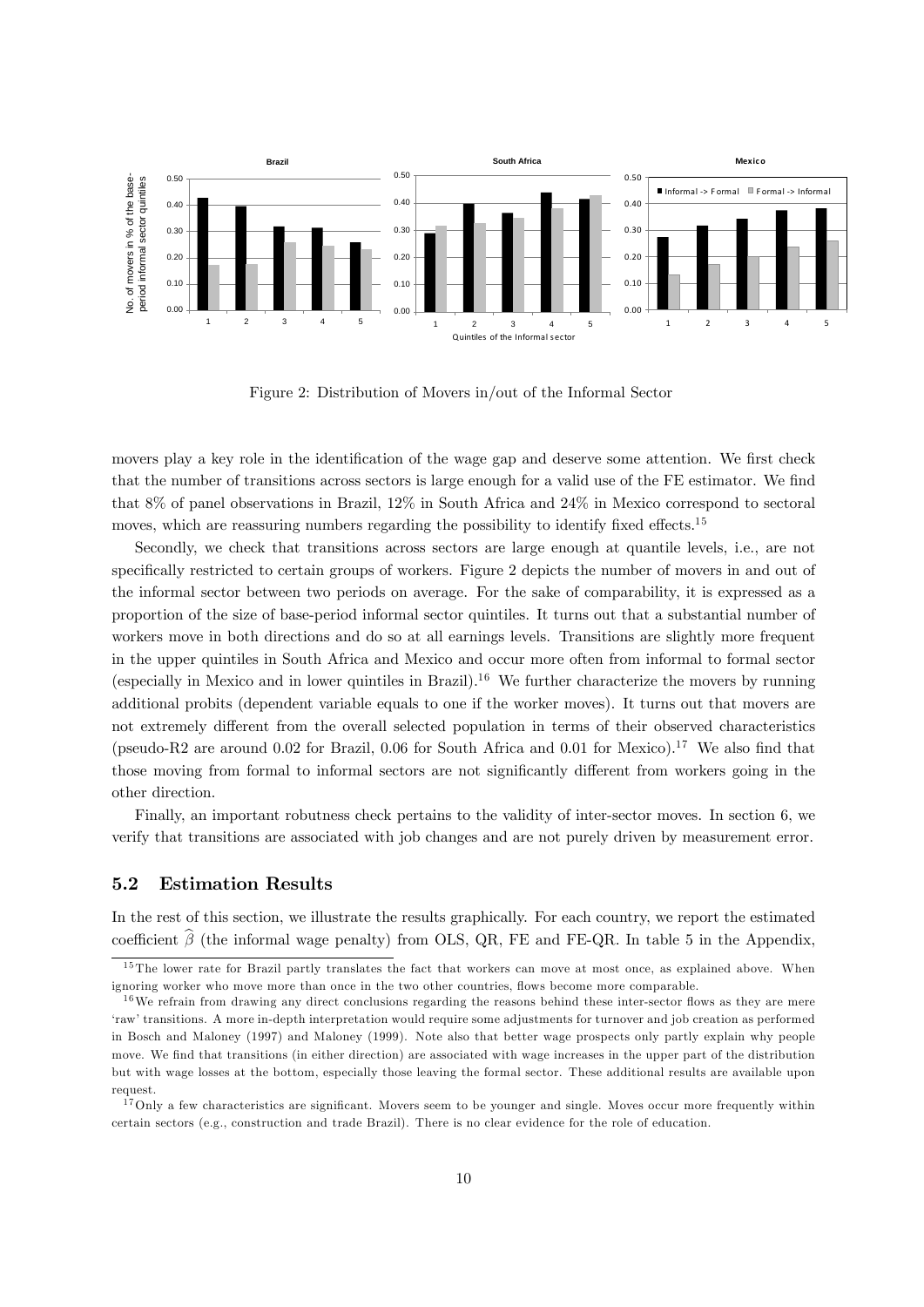Figure 2: Distribution of Movers in/out of the Informal Sector

movers play a key role in the identification of the wage gap and deserve some attention. We first check that the number of transitions across sectors is large enough for a valid use of the FE estimator. We find that 8% of panel observations in Brazil, 12% in South Africa and 24% in Mexico correspond to sectoral moves, which are reassuring numbers regarding the possibility to identify fixed effects.[15]

Secondly, we check that transitions across sectors are large enough at quantile levels, i.e., are not specifically restricted to certain groups of workers. Figure 2 depicts the number of movers in and out of the informal sector between two periods on average. For the sake of comparability, it is expressed as a proportion of the size of base-period informal sector quintiles. It turns out that a substantial number of workers move in both directions and do so at all earnings levels. Transitions are slightly more frequent in the upper quintiles in South Africa and Mexico and occur more often from informal to formal sector (especially in Mexico and in lower quintiles in Brazil).[16] We further characterize the movers by running additional probits (dependent variable equals to one if the worker moves). It turns out that movers are not extremely different from the overall selected population in terms of their observed characteristics (pseudo-R2 are around 0.02 for Brazil, 0.06 for South Africa and 0.01 for Mexico).[17] We also find that those moving from formal to informal sectors are not significantly different from workers going in the other direction.

Finally, an important robustness check pertains to the validity of inter-sector moves. In section 6, we verify that transitions are associated with job changes and are not purely driven by measurement error.

## 5.2 Estimation Results

In the rest of this section, we illustrate the results graphically. For each country, we report the estimated coefficient $\widehat{\beta}$ (the informal wage penalty) from OLS, QR, FE and FE-QR. In table 5 in the Appendix,

[15] The lower rate for Brazil partly translates the fact that workers can move at most once, as explained above. When ignoring worker who move more than once in the two other countries, flows become more comparable.

[16] We refrain from drawing any direct conclusions regarding the reasons behind these inter-sector flows as they are mere 'raw' transitions. A more in-depth interpretation would require some adjustments for turnover and job creation as performed in Bosch and Maloney (1997) and Maloney (1999). Note also that better wage prospects only partly explain why people move. We find that transitions (in either direction) are associated with wage increases in the upper part of the distribution but with wage losses at the bottom, especially those leaving the formal sector. These additional results are available upon request.

[17] Only a few characteristics are significant. Movers seem to be younger and single. Moves occur more frequently within certain sectors (e.g., construction and trade Brazil). There is no clear evidence for the role of education.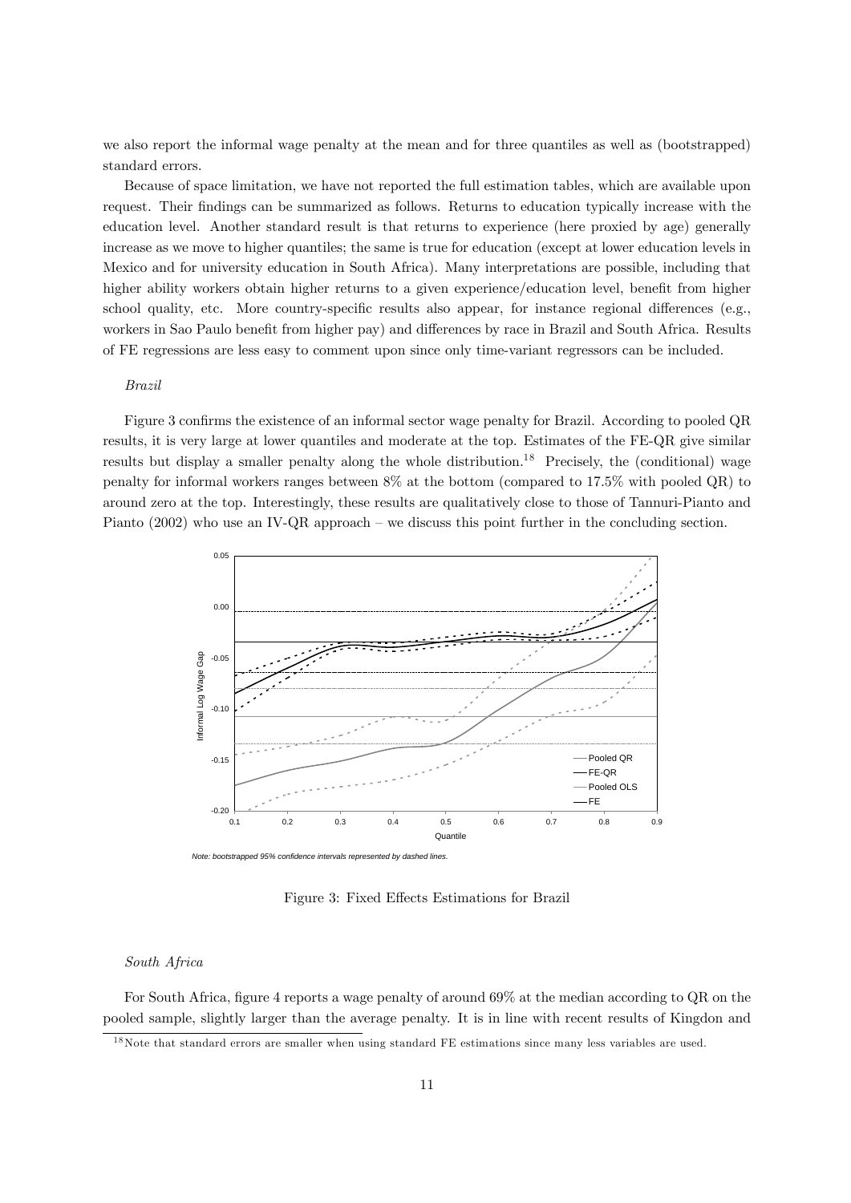we also report the informal wage penalty at the mean and for three quantiles as well as (bootstrapped) standard errors.

Because of space limitation, we have not reported the full estimation tables, which are available upon request. Their findings can be summarized as follows. Returns to education typically increase with the education level. Another standard result is that returns to experience (here proxied by age) generally increase as we move to higher quantiles; the same is true for education (except at lower education levels in Mexico and for university education in South Africa). Many interpretations are possible, including that higher ability workers obtain higher returns to a given experience/education level, benefit from higher school quality, etc. More country-specific results also appear, for instance regional differences (e.g., workers in Sao Paulo benefit from higher pay) and differences by race in Brazil and South Africa. Results of FE regressions are less easy to comment upon since only time-variant regressors can be included.

*Brazil*

Figure 3 confirms the existence of an informal sector wage penalty for Brazil. According to pooled QR results, it is very large at lower quantiles and moderate at the top. Estimates of the FE-QR give similar results but display a smaller penalty along the whole distribution.[18] Precisely, the (conditional) wage penalty for informal workers ranges between 8% at the bottom (compared to 17.5% with pooled QR) to around zero at the top. Interestingly, these results are qualitatively close to those of Tannuri-Pianto and Pianto (2002) who use an IV-QR approach – we discuss this point further in the concluding section.

*Note: bootstrapped 95% confidence intervals represented by dashed lines.*

Figure 3: Fixed Effects Estimations for Brazil

*South Africa*

For South Africa, figure 4 reports a wage penalty of around 69% at the median according to QR on the pooled sample, slightly larger than the average penalty. It is in line with recent results of Kingdon and

[18] Note that standard errors are smaller when using standard FE estimations since many less variables are used.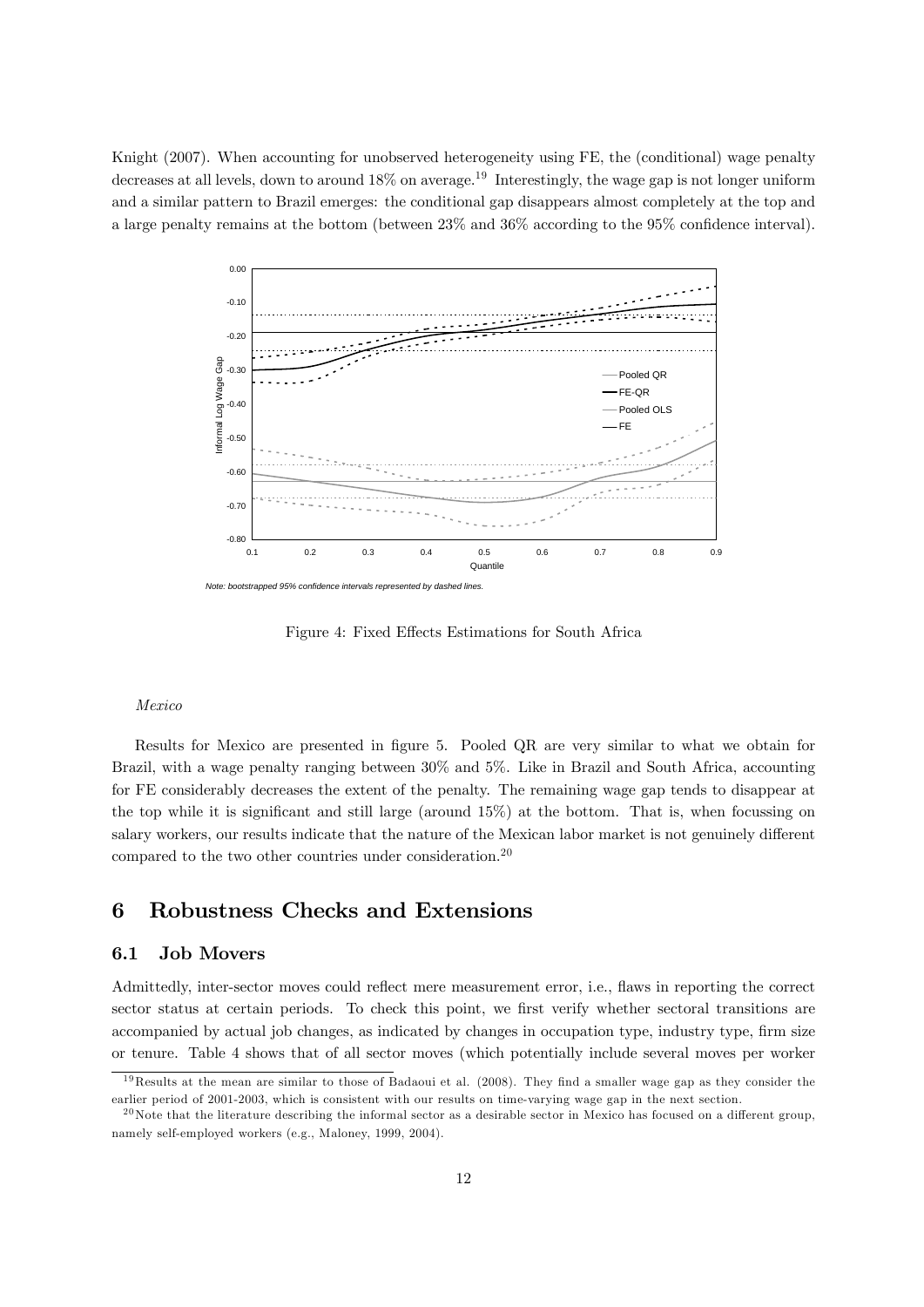Knight (2007). When accounting for unobserved heterogeneity using FE, the (conditional) wage penalty decreases at all levels, down to around 18% on average.[19] Interestingly, the wage gap is not longer uniform and a similar pattern to Brazil emerges: the conditional gap disappears almost completely at the top and a large penalty remains at the bottom (between 23% and 36% according to the 95% confidence interval).

*Note: bootstrapped 95% confidence intervals represented by dashed lines.*

Figure 4: Fixed Effects Estimations for South Africa

*Mexico*

Results for Mexico are presented in figure 5. Pooled QR are very similar to what we obtain for Brazil, with a wage penalty ranging between 30% and 5%. Like in Brazil and South Africa, accounting for FE considerably decreases the extent of the penalty. The remaining wage gap tends to disappear at the top while it is significant and still large (around 15%) at the bottom. That is, when focussing on salary workers, our results indicate that the nature of the Mexican labor market is not genuinely different compared to the two other countries under consideration.[20]

## 6 Robustness Checks and Extensions

### 6.1 Job Movers

Admittedly, inter-sector moves could reflect mere measurement error, i.e., flaws in reporting the correct sector status at certain periods. To check this point, we first verify whether sectoral transitions are accompanied by actual job changes, as indicated by changes in occupation type, industry type, firm size or tenure. Table 4 shows that of all sector moves (which potentially include several moves per worker

[19] Results at the mean are similar to those of Badaoui et al. (2008). They find a smaller wage gap as they consider the earlier period of 2001-2003, which is consistent with our results on time-varying wage gap in the next section.

[20] Note that the literature describing the informal sector as a desirable sector in Mexico has focused on a different group, namely self-employed workers (e.g., Maloney, 1999, 2004).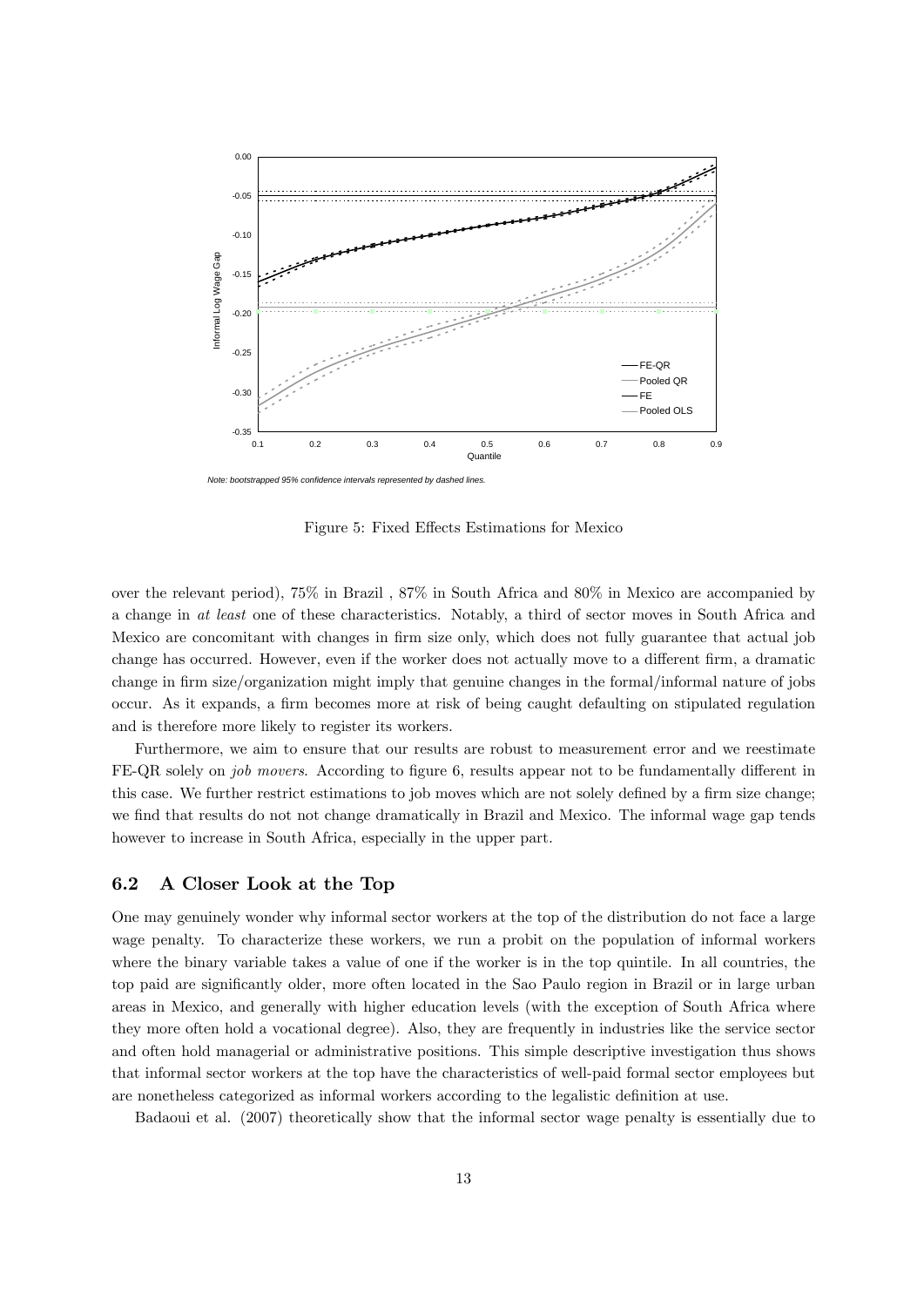Note: bootstrapped 95% confidence intervals represented by dashed lines.

Figure 5: Fixed Effects Estimations for Mexico

over the relevant period), 75% in Brazil , 87% in South Africa and 80% in Mexico are accompanied by a change in *at least* one of these characteristics. Notably, a third of sector moves in South Africa and Mexico are concomitant with changes in firm size only, which does not fully guarantee that actual job change has occurred. However, even if the worker does not actually move to a different firm, a dramatic change in firm size/organization might imply that genuine changes in the formal/informal nature of jobs occur. As it expands, a firm becomes more at risk of being caught defaulting on stipulated regulation and is therefore more likely to register its workers.

Furthermore, we aim to ensure that our results are robust to measurement error and we reestimate FE-QR solely on *job movers*. According to figure 6, results appear not to be fundamentally different in this case. We further restrict estimations to job moves which are not solely defined by a firm size change; we find that results do not not change dramatically in Brazil and Mexico. The informal wage gap tends however to increase in South Africa, especially in the upper part.

## 6.2 A Closer Look at the Top

One may genuinely wonder why informal sector workers at the top of the distribution do not face a large wage penalty. To characterize these workers, we run a probit on the population of informal workers where the binary variable takes a value of one if the worker is in the top quintile. In all countries, the top paid are significantly older, more often located in the Sao Paulo region in Brazil or in large urban areas in Mexico, and generally with higher education levels (with the exception of South Africa where they more often hold a vocational degree). Also, they are frequently in industries like the service sector and often hold managerial or administrative positions. This simple descriptive investigation thus shows that informal sector workers at the top have the characteristics of well-paid formal sector employees but are nonetheless categorized as informal workers according to the legalistic definition at use.

Badaoui et al. (2007) theoretically show that the informal sector wage penalty is essentially due to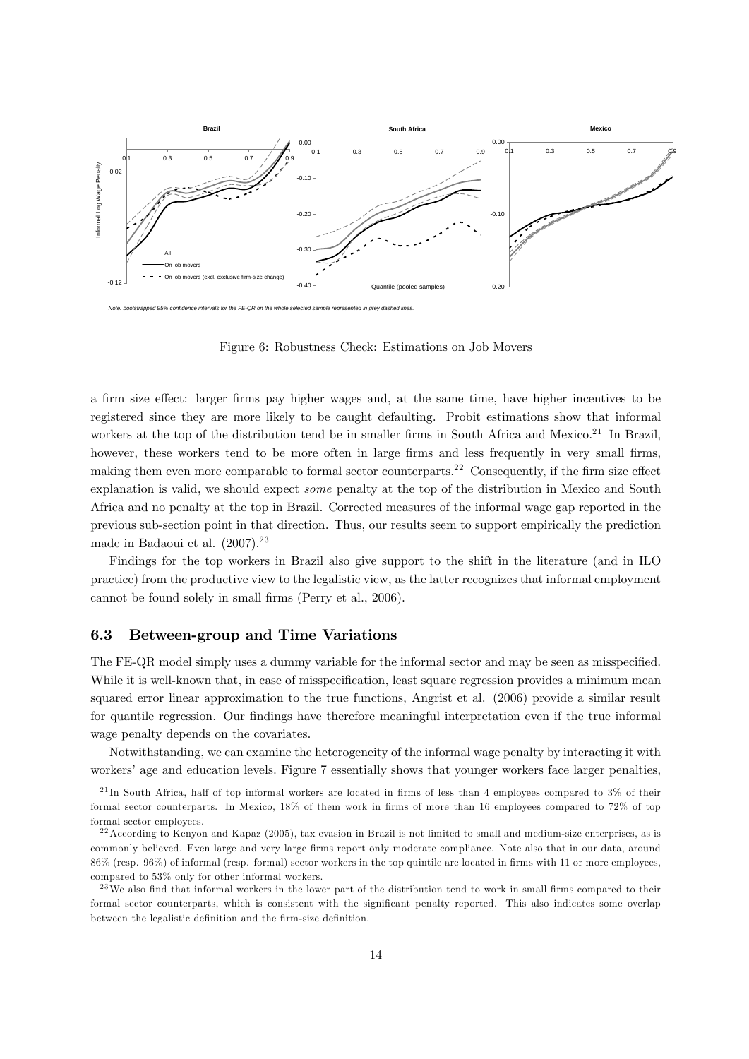Note: bootstrapped 95% confidence intervals for the FE-QR on the whole selected sample represented in grey dashed lines.

Figure 6: Robustness Check: Estimations on Job Movers

a firm size effect: larger firms pay higher wages and, at the same time, have higher incentives to be registered since they are more likely to be caught defaulting. Probit estimations show that informal workers at the top of the distribution tend be in smaller firms in South Africa and Mexico.[21] In Brazil, however, these workers tend to be more often in large firms and less frequently in very small firms, making them even more comparable to formal sector counterparts.[22] Consequently, if the firm size effect explanation is valid, we should expect *some* penalty at the top of the distribution in Mexico and South Africa and no penalty at the top in Brazil. Corrected measures of the informal wage gap reported in the previous sub-section point in that direction. Thus, our results seem to support empirically the prediction made in Badaoui et al. (2007).[23]

Findings for the top workers in Brazil also give support to the shift in the literature (and in ILO practice) from the productive view to the legalistic view, as the latter recognizes that informal employment cannot be found solely in small firms (Perry et al., 2006).

### 6.3 Between-group and Time Variations

The FE-QR model simply uses a dummy variable for the informal sector and may be seen as misspecified. While it is well-known that, in case of misspecification, least square regression provides a minimum mean squared error linear approximation to the true functions, Angrist et al. (2006) provide a similar result for quantile regression. Our findings have therefore meaningful interpretation even if the true informal wage penalty depends on the covariates.

Notwithstanding, we can examine the heterogeneity of the informal wage penalty by interacting it with workers' age and education levels. Figure 7 essentially shows that younger workers face larger penalties,

[21] In South Africa, half of top informal workers are located in firms of less than 4 employees compared to 3% of their formal sector counterparts. In Mexico, 18% of them work in firms of more than 16 employees compared to 72% of top formal sector employees.

[22] According to Kenyon and Kapaz (2005), tax evasion in Brazil is not limited to small and medium-size enterprises, as is commonly believed. Even large and very large firms report only moderate compliance. Note also that in our data, around 86% (resp. 96%) of informal (resp. formal) sector workers in the top quintile are located in firms with 11 or more employees, compared to 53% only for other informal workers.

[23] We also find that informal workers in the lower part of the distribution tend to work in small firms compared to their formal sector counterparts, which is consistent with the significant penalty reported. This also indicates some overlap between the legalistic definition and the firm-size definition.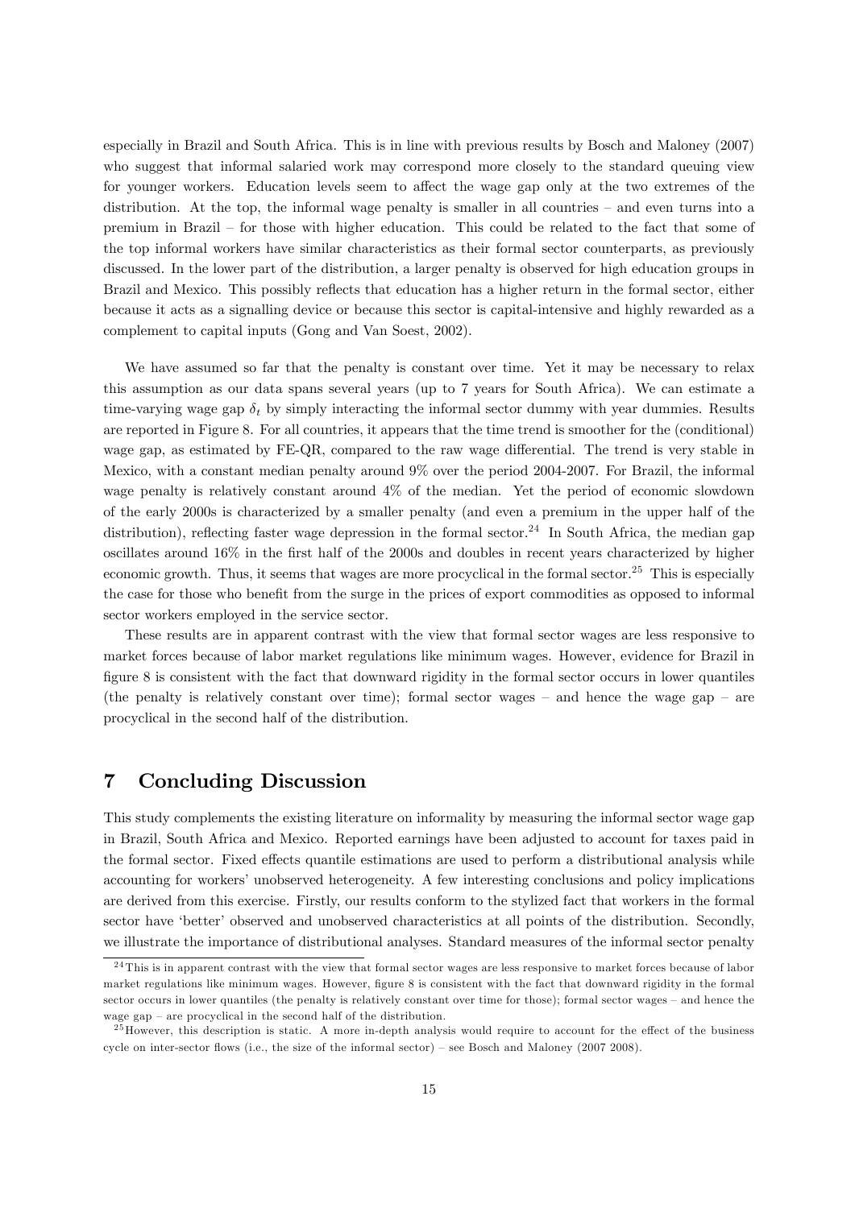especially in Brazil and South Africa. This is in line with previous results by Bosch and Maloney (2007) who suggest that informal salaried work may correspond more closely to the standard queuing view for younger workers. Education levels seem to affect the wage gap only at the two extremes of the distribution. At the top, the informal wage penalty is smaller in all countries – and even turns into a premium in Brazil – for those with higher education. This could be related to the fact that some of the top informal workers have similar characteristics as their formal sector counterparts, as previously discussed. In the lower part of the distribution, a larger penalty is observed for high education groups in Brazil and Mexico. This possibly reflects that education has a higher return in the formal sector, either because it acts as a signalling device or because this sector is capital-intensive and highly rewarded as a complement to capital inputs (Gong and Van Soest, 2002).

We have assumed so far that the penalty is constant over time. Yet it may be necessary to relax this assumption as our data spans several years (up to 7 years for South Africa). We can estimate a time-varying wage gap $\delta_t$ by simply interacting the informal sector dummy with year dummies. Results are reported in Figure 8. For all countries, it appears that the time trend is smoother for the (conditional) wage gap, as estimated by FE-QR, compared to the raw wage differential. The trend is very stable in Mexico, with a constant median penalty around 9% over the period 2004-2007. For Brazil, the informal wage penalty is relatively constant around 4% of the median. Yet the period of economic slowdown of the early 2000s is characterized by a smaller penalty (and even a premium in the upper half of the distribution), reflecting faster wage depression in the formal sector.[24] In South Africa, the median gap oscillates around 16% in the first half of the 2000s and doubles in recent years characterized by higher economic growth. Thus, it seems that wages are more procyclical in the formal sector.[25] This is especially the case for those who benefit from the surge in the prices of export commodities as opposed to informal sector workers employed in the service sector.

These results are in apparent contrast with the view that formal sector wages are less responsive to market forces because of labor market regulations like minimum wages. However, evidence for Brazil in figure 8 is consistent with the fact that downward rigidity in the formal sector occurs in lower quantiles (the penalty is relatively constant over time); formal sector wages – and hence the wage gap – are procyclical in the second half of the distribution.

# 7 Concluding Discussion

This study complements the existing literature on informality by measuring the informal sector wage gap in Brazil, South Africa and Mexico. Reported earnings have been adjusted to account for taxes paid in the formal sector. Fixed effects quantile estimations are used to perform a distributional analysis while accounting for workers' unobserved heterogeneity. A few interesting conclusions and policy implications are derived from this exercise. Firstly, our results conform to the stylized fact that workers in the formal sector have 'better' observed and unobserved characteristics at all points of the distribution. Secondly, we illustrate the importance of distributional analyses. Standard measures of the informal sector penalty

---

[24] This is in apparent contrast with the view that formal sector wages are less responsive to market forces because of labor market regulations like minimum wages. However, figure 8 is consistent with the fact that downward rigidity in the formal sector occurs in lower quantiles (the penalty is relatively constant over time for those); formal sector wages – and hence the wage gap – are procyclical in the second half of the distribution.

[25] However, this description is static. A more in-depth analysis would require to account for the effect of the business cycle on inter-sector flows (i.e., the size of the informal sector) – see Bosch and Maloney (2007 2008).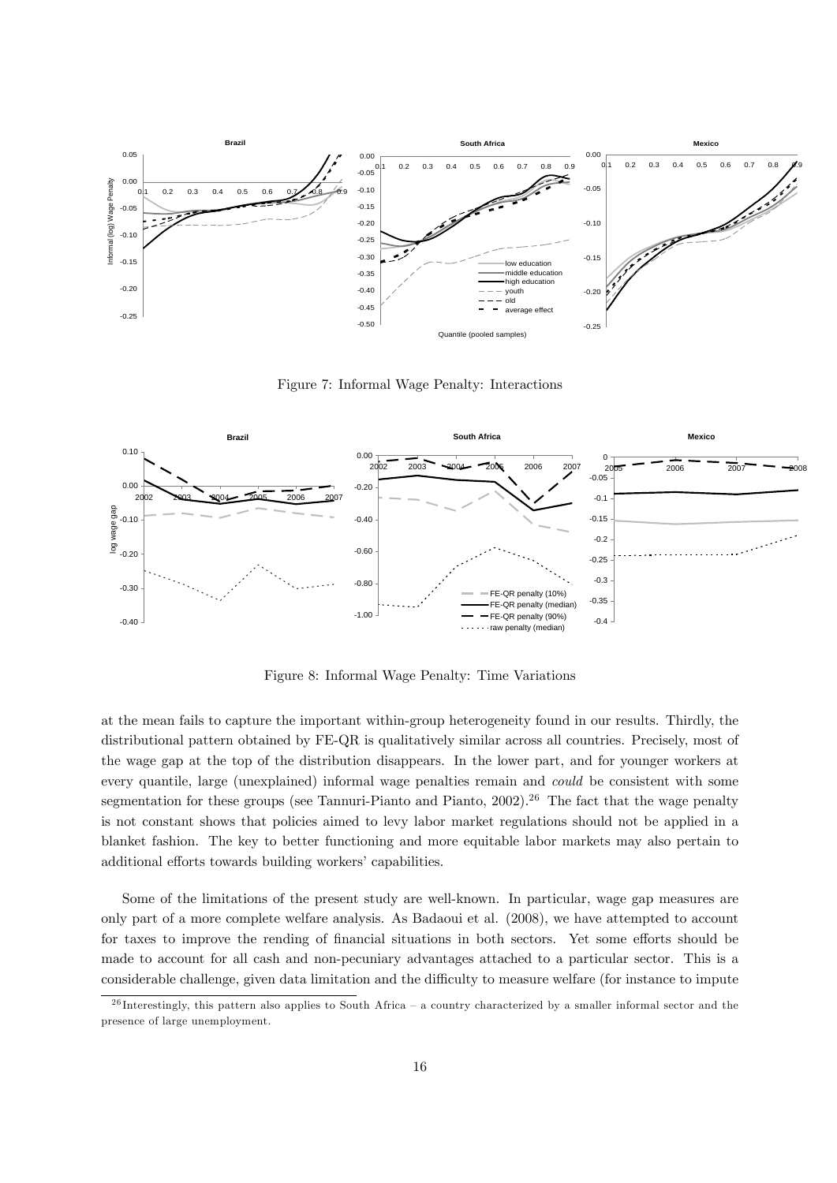Figure 7: Informal Wage Penalty: Interactions

Figure 8: Informal Wage Penalty: Time Variations

at the mean fails to capture the important within-group heterogeneity found in our results. Thirdly, the distributional pattern obtained by FE-QR is qualitatively similar across all countries. Precisely, most of the wage gap at the top of the distribution disappears. In the lower part, and for younger workers at every quantile, large (unexplained) informal wage penalties remain and *could* be consistent with some segmentation for these groups (see Tannuri-Pianto and Pianto, 2002).[26] The fact that the wage penalty is not constant shows that policies aimed to levy labor market regulations should not be applied in a blanket fashion. The key to better functioning and more equitable labor markets may also pertain to additional efforts towards building workers' capabilities.

Some of the limitations of the present study are well-known. In particular, wage gap measures are only part of a more complete welfare analysis. As Badaoui et al. (2008), we have attempted to account for taxes to improve the rending of financial situations in both sectors. Yet some efforts should be made to account for all cash and non-pecuniary advantages attached to a particular sector. This is a considerable challenge, given data limitation and the difficulty to measure welfare (for instance to impute

[26] Interestingly, this pattern also applies to South Africa – a country characterized by a smaller informal sector and the presence of large unemployment.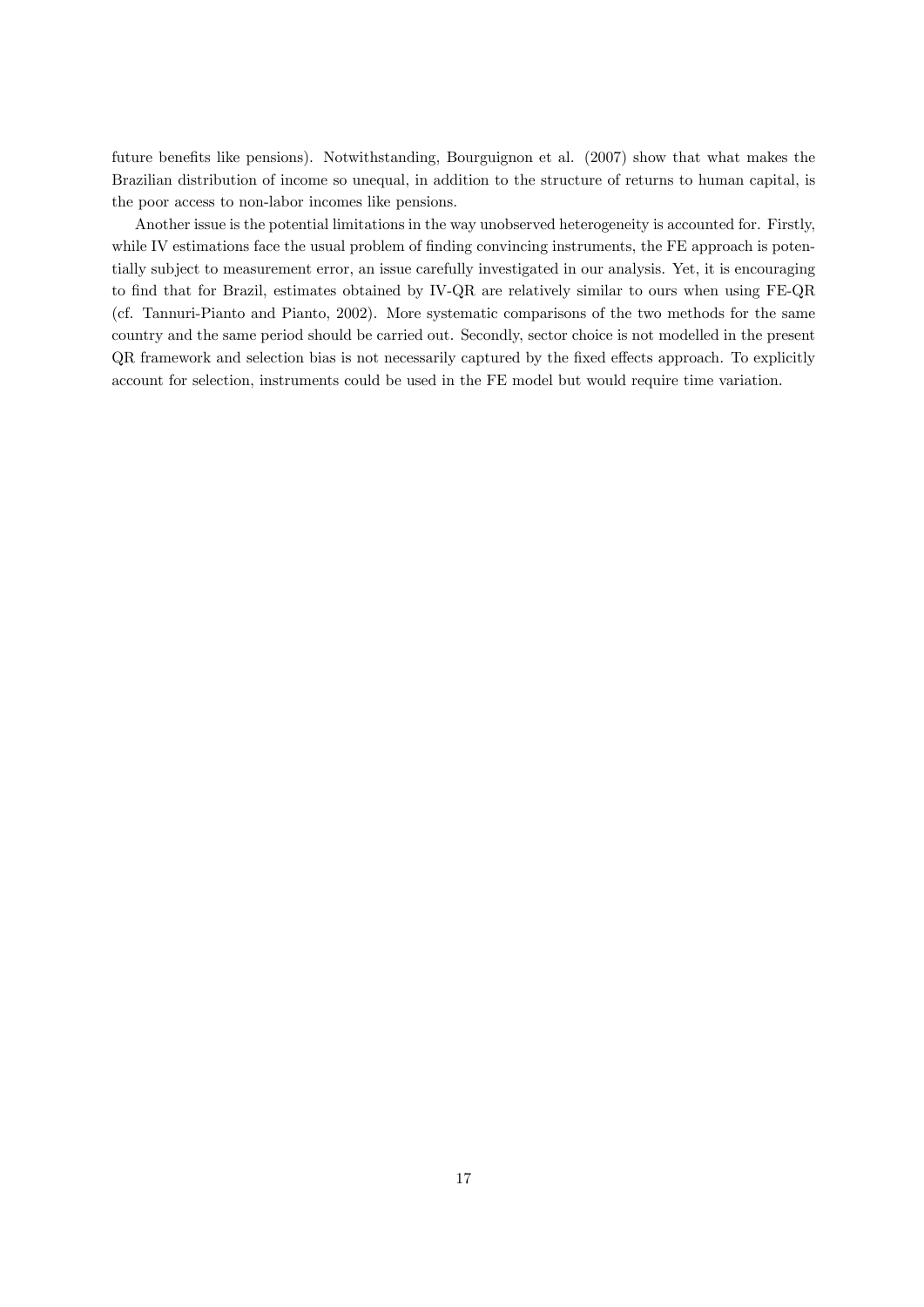future benefits like pensions). Notwithstanding, Bourguignon et al. (2007) show that what makes the Brazilian distribution of income so unequal, in addition to the structure of returns to human capital, is the poor access to non-labor incomes like pensions.

Another issue is the potential limitations in the way unobserved heterogeneity is accounted for. Firstly, while IV estimations face the usual problem of finding convincing instruments, the FE approach is potentially subject to measurement error, an issue carefully investigated in our analysis. Yet, it is encouraging to find that for Brazil, estimates obtained by IV-QR are relatively similar to ours when using FE-QR (cf. Tannuri-Pianto and Pianto, 2002). More systematic comparisons of the two methods for the same country and the same period should be carried out. Secondly, sector choice is not modelled in the present QR framework and selection bias is not necessarily captured by the fixed effects approach. To explicitly account for selection, instruments could be used in the FE model but would require time variation.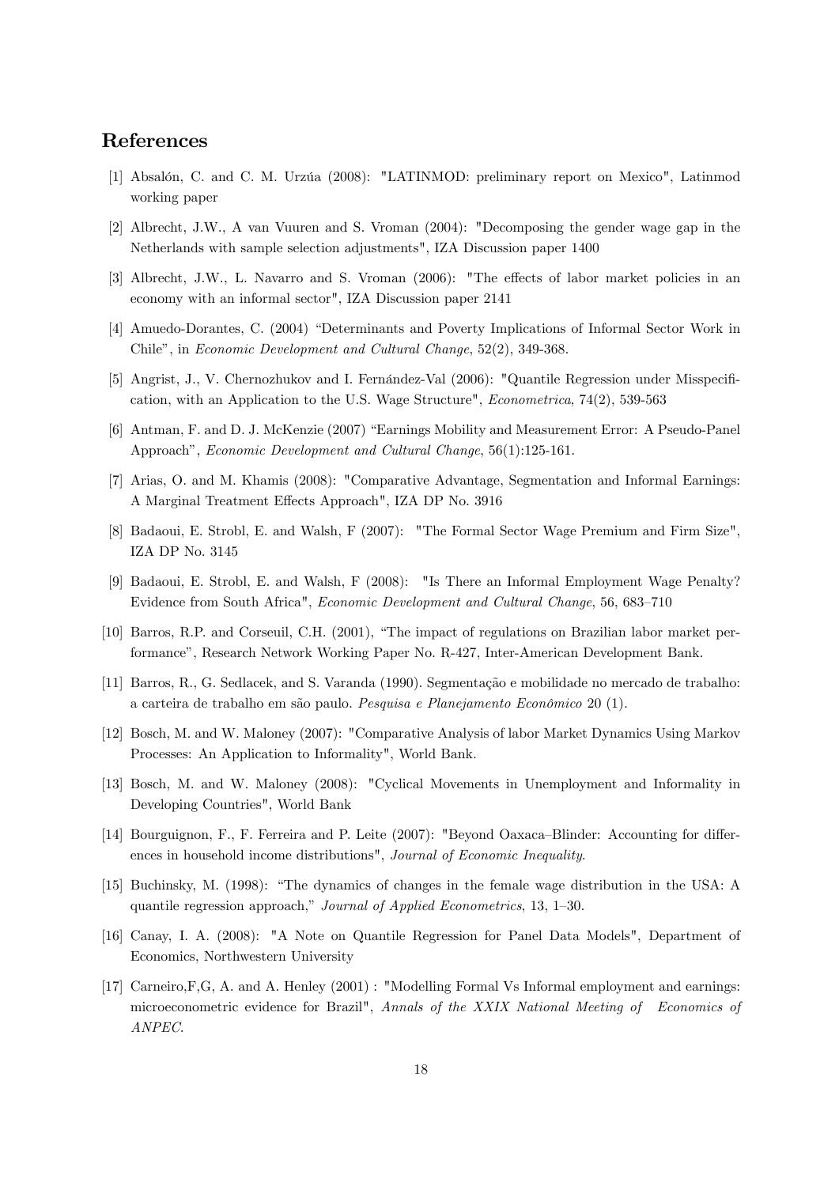## References

[1] Absalón, C. and C. M. Urzúa (2008): "LATINMOD: preliminary report on Mexico", Latinmod working paper

[2] Albrecht, J.W., A van Vuuren and S. Vroman (2004): "Decomposing the gender wage gap in the Netherlands with sample selection adjustments", IZA Discussion paper 1400

[3] Albrecht, J.W., L. Navarro and S. Vroman (2006): "The effects of labor market policies in an economy with an informal sector", IZA Discussion paper 2141

[4] Amuedo-Dorantes, C. (2004) "Determinants and Poverty Implications of Informal Sector Work in Chile", in *Economic Development and Cultural Change*, 52(2), 349-368.

[5] Angrist, J., V. Chernozhukov and I. Fernández-Val (2006): "Quantile Regression under Misspecification, with an Application to the U.S. Wage Structure", *Econometrica*, 74(2), 539-563

[6] Antman, F. and D. J. McKenzie (2007) "Earnings Mobility and Measurement Error: A Pseudo-Panel Approach", *Economic Development and Cultural Change*, 56(1):125-161.

[7] Arias, O. and M. Khamis (2008): "Comparative Advantage, Segmentation and Informal Earnings: A Marginal Treatment Effects Approach", IZA DP No. 3916

[8] Badaoui, E. Strobl, E. and Walsh, F (2007): "The Formal Sector Wage Premium and Firm Size", IZA DP No. 3145

[9] Badaoui, E. Strobl, E. and Walsh, F (2008): "Is There an Informal Employment Wage Penalty? Evidence from South Africa", *Economic Development and Cultural Change*, 56, 683–710

[10] Barros, R.P. and Corseuil, C.H. (2001), "The impact of regulations on Brazilian labor market performance", Research Network Working Paper No. R-427, Inter-American Development Bank.

[11] Barros, R., G. Sedlacek, and S. Varanda (1990). Segmentação e mobilidade no mercado de trabalho: a carteira de trabalho em são paulo. *Pesquisa e Planejamento Econômico* 20 (1).

[12] Bosch, M. and W. Maloney (2007): "Comparative Analysis of labor Market Dynamics Using Markov Processes: An Application to Informality", World Bank.

[13] Bosch, M. and W. Maloney (2008): "Cyclical Movements in Unemployment and Informality in Developing Countries", World Bank

[14] Bourguignon, F., F. Ferreira and P. Leite (2007): "Beyond Oaxaca–Blinder: Accounting for differences in household income distributions", *Journal of Economic Inequality*.

[15] Buchinsky, M. (1998): "The dynamics of changes in the female wage distribution in the USA: A quantile regression approach," *Journal of Applied Econometrics*, 13, 1–30.

[16] Canay, I. A. (2008): "A Note on Quantile Regression for Panel Data Models", Department of Economics, Northwestern University

[17] Carneiro,F,G, A. and A. Henley (2001) : "Modelling Formal Vs Informal employment and earnings: microeconometric evidence for Brazil", *Annals of the XXIX National Meeting of Economics of ANPEC*.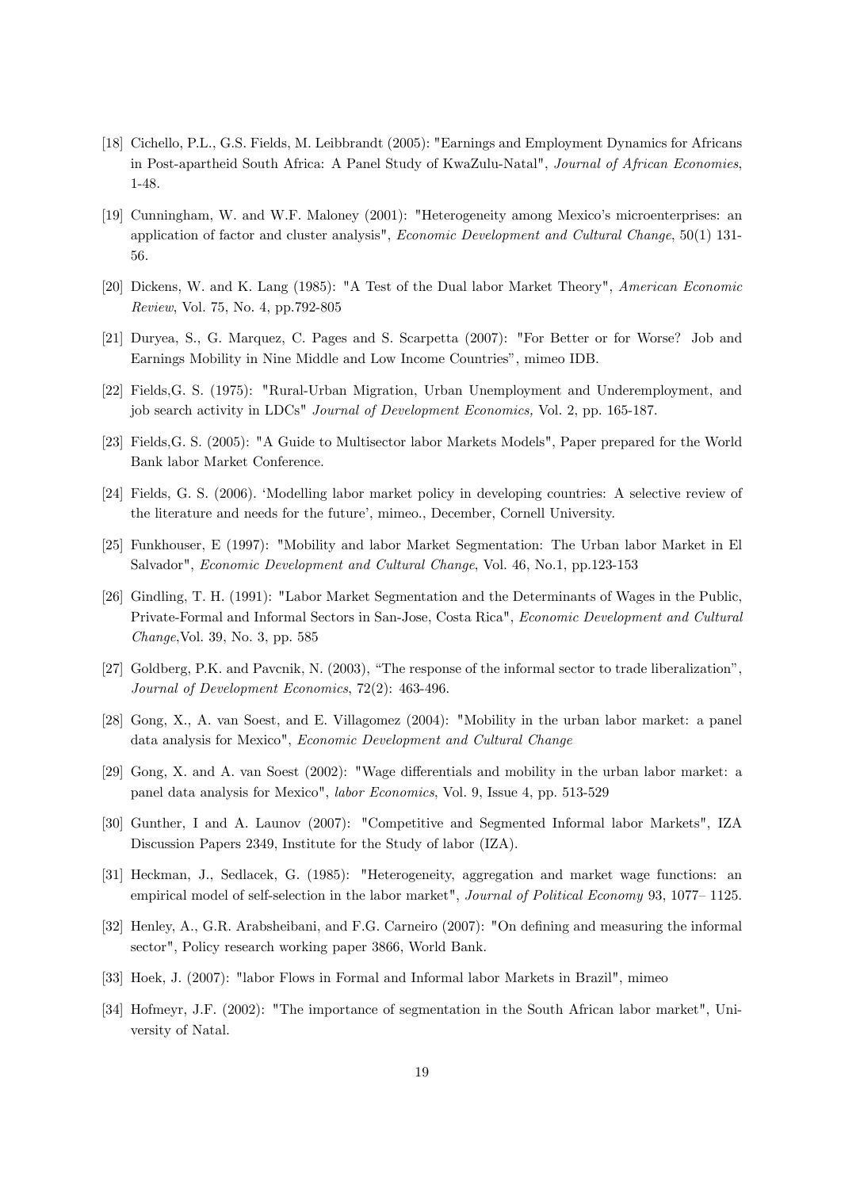[18] Cichello, P.L., G.S. Fields, M. Leibbrandt (2005): "Earnings and Employment Dynamics for Africans in Post-apartheid South Africa: A Panel Study of KwaZulu-Natal", *Journal of African Economies*, 1-48.

[19] Cunningham, W. and W.F. Maloney (2001): "Heterogeneity among Mexico's microenterprises: an application of factor and cluster analysis", *Economic Development and Cultural Change*, 50(1) 131-56.

[20] Dickens, W. and K. Lang (1985): "A Test of the Dual labor Market Theory", *American Economic Review*, Vol. 75, No. 4, pp.792-805

[21] Duryea, S., G. Marquez, C. Pages and S. Scarpetta (2007): "For Better or for Worse? Job and Earnings Mobility in Nine Middle and Low Income Countries", mimeo IDB.

[22] Fields,G. S. (1975): "Rural-Urban Migration, Urban Unemployment and Underemployment, and job search activity in LDCs" *Journal of Development Economics,* Vol. 2, pp. 165-187.

[23] Fields,G. S. (2005): "A Guide to Multisector labor Markets Models", Paper prepared for the World Bank labor Market Conference.

[24] Fields, G. S. (2006). 'Modelling labor market policy in developing countries: A selective review of the literature and needs for the future', mimeo., December, Cornell University.

[25] Funkhouser, E (1997): "Mobility and labor Market Segmentation: The Urban labor Market in El Salvador", *Economic Development and Cultural Change*, Vol. 46, No.1, pp.123-153

[26] Gindling, T. H. (1991): "Labor Market Segmentation and the Determinants of Wages in the Public, Private-Formal and Informal Sectors in San-Jose, Costa Rica", *Economic Development and Cultural Change*,Vol. 39, No. 3, pp. 585

[27] Goldberg, P.K. and Pavcnik, N. (2003), "The response of the informal sector to trade liberalization", *Journal of Development Economics*, 72(2): 463-496.

[28] Gong, X., A. van Soest, and E. Villagomez (2004): "Mobility in the urban labor market: a panel data analysis for Mexico", *Economic Development and Cultural Change*

[29] Gong, X. and A. van Soest (2002): "Wage differentials and mobility in the urban labor market: a panel data analysis for Mexico", *labor Economics*, Vol. 9, Issue 4, pp. 513-529

[30] Gunther, I and A. Launov (2007): "Competitive and Segmented Informal labor Markets", IZA Discussion Papers 2349, Institute for the Study of labor (IZA).

[31] Heckman, J., Sedlacek, G. (1985): "Heterogeneity, aggregation and market wage functions: an empirical model of self-selection in the labor market", *Journal of Political Economy* 93, 1077– 1125.

[32] Henley, A., G.R. Arabsheibani, and F.G. Carneiro (2007): "On defining and measuring the informal sector", Policy research working paper 3866, World Bank.

[33] Hoek, J. (2007): "labor Flows in Formal and Informal labor Markets in Brazil", mimeo

[34] Hofmeyr, J.F. (2002): "The importance of segmentation in the South African labor market", University of Natal.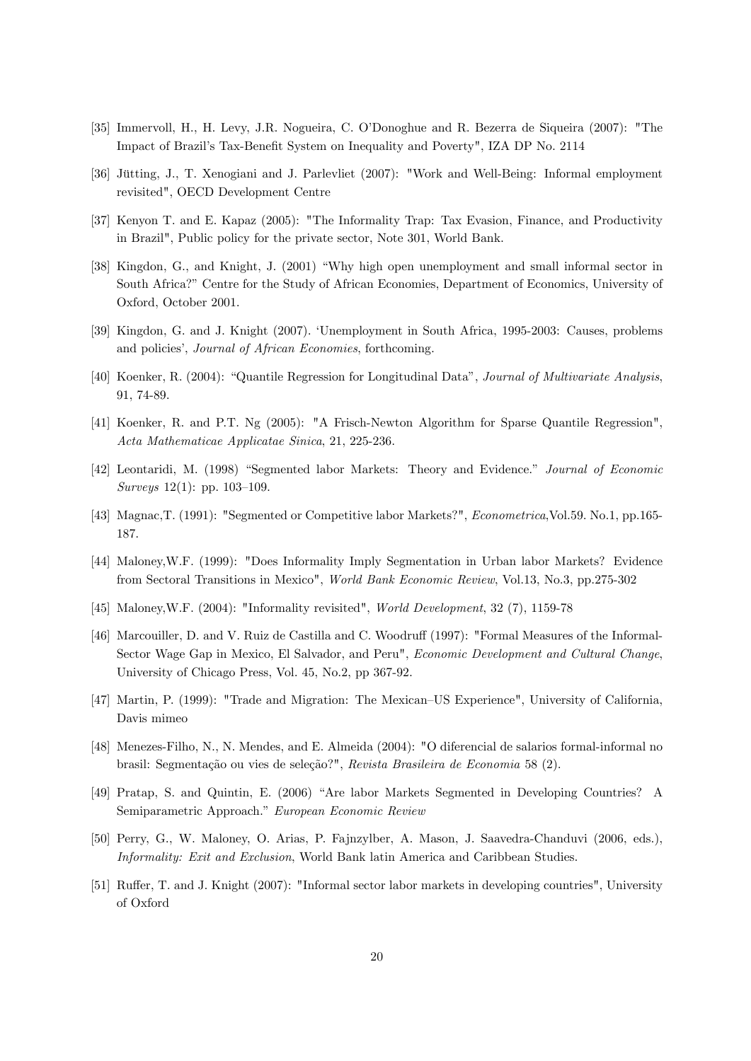[35] Immervoll, H., H. Levy, J.R. Nogueira, C. O'Donoghue and R. Bezerra de Siqueira (2007): "The Impact of Brazil's Tax-Benefit System on Inequality and Poverty", IZA DP No. 2114

[36] Jütting, J., T. Xenogiani and J. Parlevliet (2007): "Work and Well-Being: Informal employment revisited", OECD Development Centre

[37] Kenyon T. and E. Kapaz (2005): "The Informality Trap: Tax Evasion, Finance, and Productivity in Brazil", Public policy for the private sector, Note 301, World Bank.

[38] Kingdon, G., and Knight, J. (2001) "Why high open unemployment and small informal sector in South Africa?" Centre for the Study of African Economies, Department of Economics, University of Oxford, October 2001.

[39] Kingdon, G. and J. Knight (2007). 'Unemployment in South Africa, 1995-2003: Causes, problems and policies', *Journal of African Economies*, forthcoming.

[40] Koenker, R. (2004): "Quantile Regression for Longitudinal Data", *Journal of Multivariate Analysis*, 91, 74-89.

[41] Koenker, R. and P.T. Ng (2005): "A Frisch-Newton Algorithm for Sparse Quantile Regression", *Acta Mathematicae Applicatae Sinica*, 21, 225-236.

[42] Leontaridi, M. (1998) "Segmented labor Markets: Theory and Evidence." *Journal of Economic Surveys* 12(1): pp. 103–109.

[43] Magnac,T. (1991): "Segmented or Competitive labor Markets?", *Econometrica*,Vol.59. No.1, pp.165-187.

[44] Maloney,W.F. (1999): "Does Informality Imply Segmentation in Urban labor Markets? Evidence from Sectoral Transitions in Mexico", *World Bank Economic Review*, Vol.13, No.3, pp.275-302

[45] Maloney,W.F. (2004): "Informality revisited", *World Development*, 32 (7), 1159-78

[46] Marcouiller, D. and V. Ruiz de Castilla and C. Woodruff (1997): "Formal Measures of the Informal-Sector Wage Gap in Mexico, El Salvador, and Peru", *Economic Development and Cultural Change*, University of Chicago Press, Vol. 45, No.2, pp 367-92.

[47] Martin, P. (1999): "Trade and Migration: The Mexican–US Experience", University of California, Davis mimeo

[48] Menezes-Filho, N., N. Mendes, and E. Almeida (2004): "O diferencial de salarios formal-informal no brasil: Segmentação ou vies de seleção?", *Revista Brasileira de Economia* 58 (2).

[49] Pratap, S. and Quintin, E. (2006) "Are labor Markets Segmented in Developing Countries? A Semiparametric Approach." *European Economic Review*

[50] Perry, G., W. Maloney, O. Arias, P. Fajnzylber, A. Mason, J. Saavedra-Chanduvi (2006, eds.), *Informality: Exit and Exclusion*, World Bank latin America and Caribbean Studies.

[51] Ruffer, T. and J. Knight (2007): "Informal sector labor markets in developing countries", University of Oxford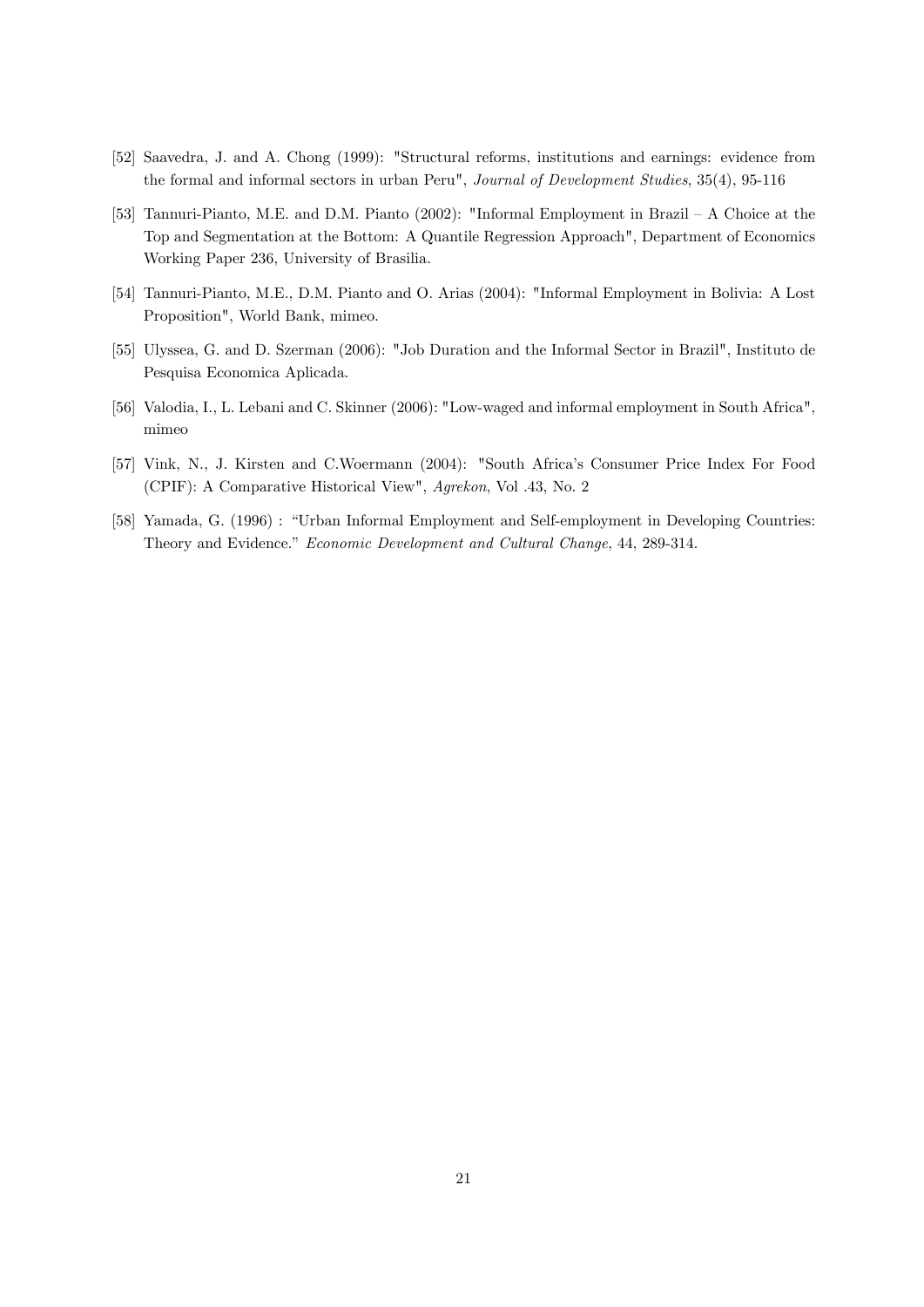[52] Saavedra, J. and A. Chong (1999): "Structural reforms, institutions and earnings: evidence from the formal and informal sectors in urban Peru", *Journal of Development Studies*, 35(4), 95-116

[53] Tannuri-Pianto, M.E. and D.M. Pianto (2002): "Informal Employment in Brazil – A Choice at the Top and Segmentation at the Bottom: A Quantile Regression Approach", Department of Economics Working Paper 236, University of Brasilia.

[54] Tannuri-Pianto, M.E., D.M. Pianto and O. Arias (2004): "Informal Employment in Bolivia: A Lost Proposition", World Bank, mimeo.

[55] Ulyssea, G. and D. Szerman (2006): "Job Duration and the Informal Sector in Brazil", Instituto de Pesquisa Economica Aplicada.

[56] Valodia, I., L. Lebani and C. Skinner (2006): "Low-waged and informal employment in South Africa", mimeo

[57] Vink, N., J. Kirsten and C.Woermann (2004): "South Africa's Consumer Price Index For Food (CPIF): A Comparative Historical View", *Agrekon*, Vol .43, No. 2

[58] Yamada, G. (1996) : "Urban Informal Employment and Self-employment in Developing Countries: Theory and Evidence." *Economic Development and Cultural Change*, 44, 289-314.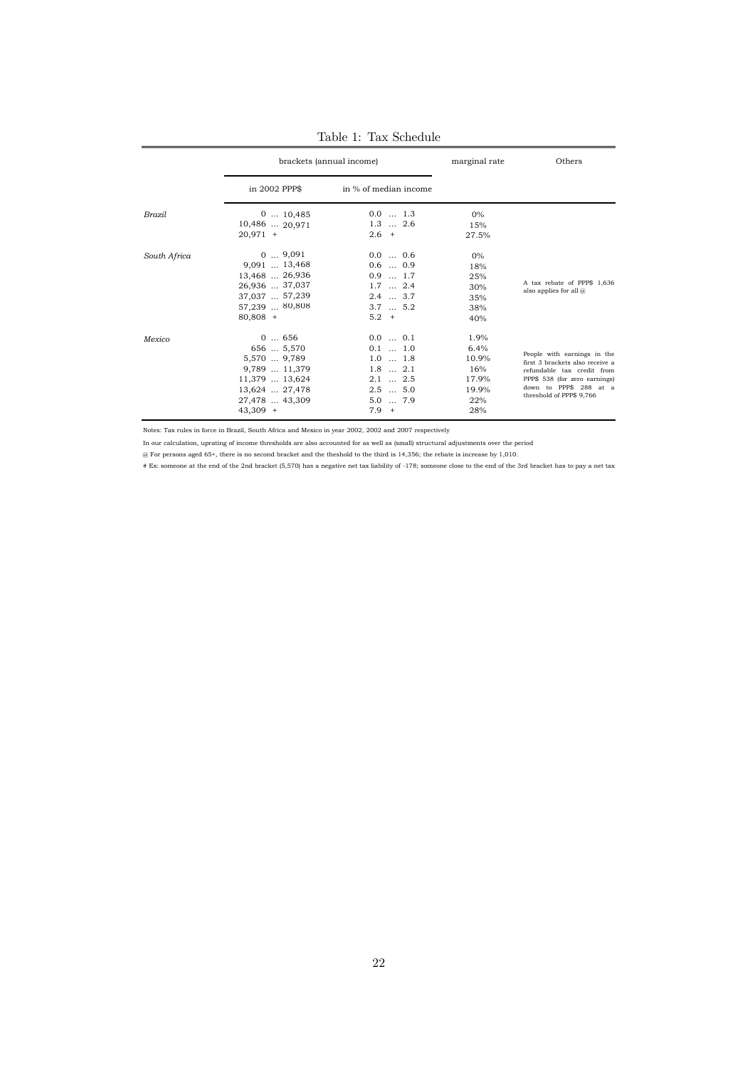Table 1: Tax Schedule

| | brackets (annual income) | | marginal rate | Others |
|---|---|---|---|---|
| | in 2002 PPP$ | in % of median income | | |
| *Brazil* | 0 … 10,485 | 0.0 … 1.3 | 0% | |
| | 10,486 … 20,971 | 1.3 … 2.6 | 15% | |
| | 20,971 + | 2.6 + | 27.5% | |
| *South Africa* | 0 … 9,091 | 0.0 … 0.6 | 0% | A tax rebate of PPP$ 1,636 also applies for all @ |
| | 9,091 … 13,468 | 0.6 … 0.9 | 18% | |
| | 13,468 … 26,936 | 0.9 … 1.7 | 25% | |
| | 26,936 … 37,037 | 1.7 … 2.4 | 30% | |
| | 37,037 … 57,239 | 2.4 … 3.7 | 35% | |
| | 57,239 … 80,808 | 3.7 … 5.2 | 38% | |
| | 80,808 + | 5.2 + | 40% | |
| *Mexico* | 0 … 656 | 0.0 … 0.1 | 1.9% | People with earnings in the first 3 brackets also receive a refundable tax credit from PPP$ 538 (for zero earnings) down to PPP$ 288 at a threshold of PPP$ 9,766 |
| | 656 … 5,570 | 0.1 … 1.0 | 6.4% | |
| | 5,570 … 9,789 | 1.0 … 1.8 | 10.9% | |
| | 9,789 … 11,379 | 1.8 … 2.1 | 16% | |
| | 11,379 … 13,624 | 2.1 … 2.5 | 17.9% | |
| | 13,624 … 27,478 | 2.5 … 5.0 | 19.9% | |
| | 27,478 … 43,309 | 5.0 … 7.9 | 22% | |
| | 43,309 + | 7.9 + | 28% | |

Notes: Tax rules in force in Brazil, South Africa and Mexico in year 2002, 2002 and 2007 respectively

In our calculation, uprating of income thresholds are also accounted for as well as (small) structural adjustments over the period

@ For persons aged 65+, there is no second bracket and the theshold to the third is 14,356; the rebate is increase by 1,010.

# Ex: someone at the end of the 2nd bracket (5,570) has a negative net tax liability of -178; someone close to the end of the 3rd bracket has to pay a net tax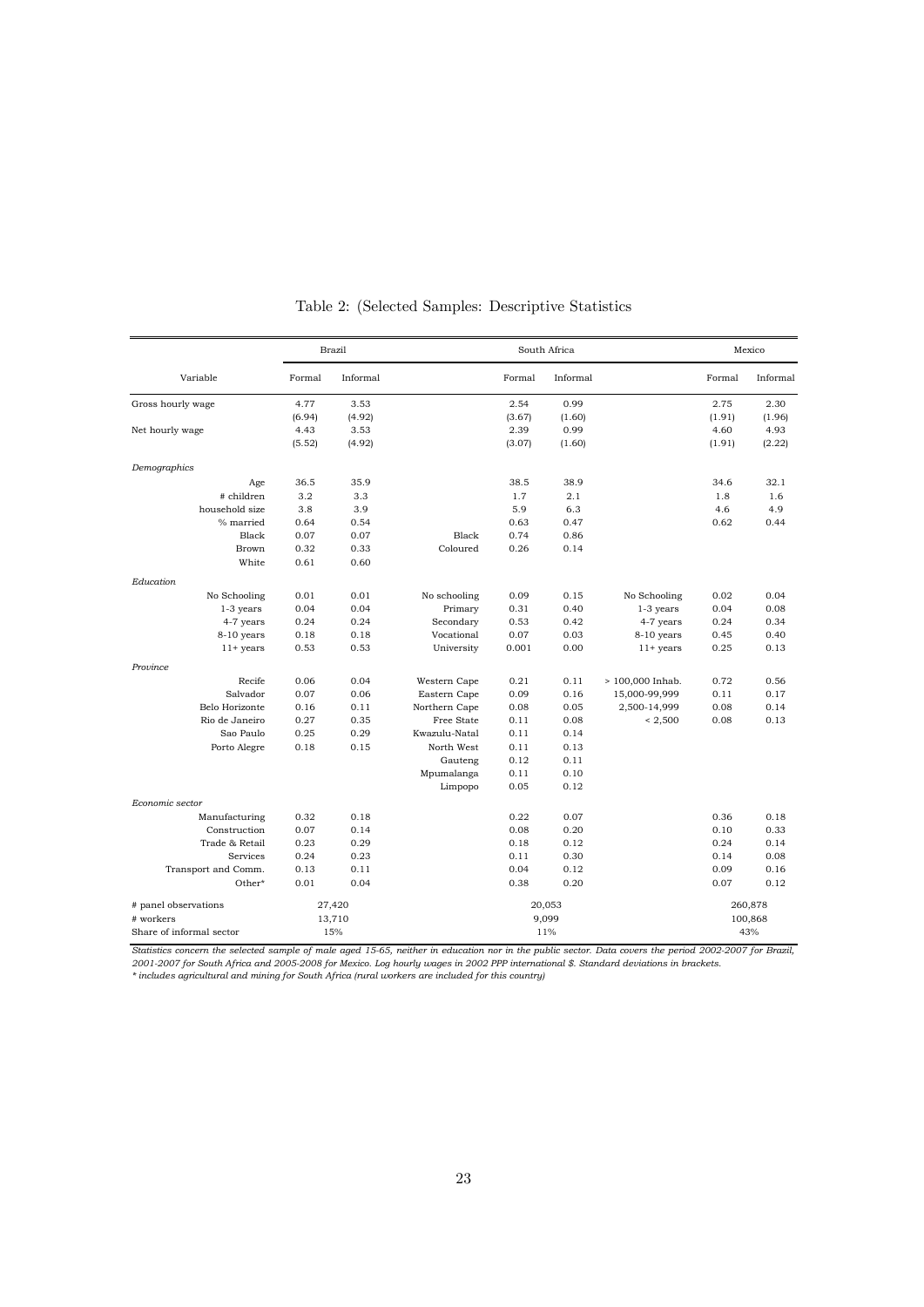Table 2: (Selected Samples: Descriptive Statistics

| Variable | Brazil Formal | Brazil Informal | | South Africa Formal | South Africa Informal | | Mexico Formal | Mexico Informal |
|---|---|---|---|---|---|---|---|---|
| Gross hourly wage | 4.77 | 3.53 | | 2.54 | 0.99 | | 2.75 | 2.30 |
| | (6.94) | (4.92) | | (3.67) | (1.60) | | (1.91) | (1.96) |
| Net hourly wage | 4.43 | 3.53 | | 2.39 | 0.99 | | 4.60 | 4.93 |
| | (5.52) | (4.92) | | (3.07) | (1.60) | | (1.91) | (2.22) |
| *Demographics* | | | | | | | | |
| Age | 36.5 | 35.9 | | 38.5 | 38.9 | | 34.6 | 32.1 |
| # children | 3.2 | 3.3 | | 1.7 | 2.1 | | 1.8 | 1.6 |
| household size | 3.8 | 3.9 | | 5.9 | 6.3 | | 4.6 | 4.9 |
| % married | 0.64 | 0.54 | | 0.63 | 0.47 | | 0.62 | 0.44 |
| Black | 0.07 | 0.07 | Black | 0.74 | 0.86 | | | |
| Brown | 0.32 | 0.33 | Coloured | 0.26 | 0.14 | | | |
| White | 0.61 | 0.60 | | | | | | |
| *Education* | | | | | | | | |
| No Schooling | 0.01 | 0.01 | No schooling | 0.09 | 0.15 | No Schooling | 0.02 | 0.04 |
| 1-3 years | 0.04 | 0.04 | Primary | 0.31 | 0.40 | 1-3 years | 0.04 | 0.08 |
| 4-7 years | 0.24 | 0.24 | Secondary | 0.53 | 0.42 | 4-7 years | 0.24 | 0.34 |
| 8-10 years | 0.18 | 0.18 | Vocational | 0.07 | 0.03 | 8-10 years | 0.45 | 0.40 |
| 11+ years | 0.53 | 0.53 | University | 0.001 | 0.00 | 11+ years | 0.25 | 0.13 |
| *Province* | | | | | | | | |
| Recife | 0.06 | 0.04 | Western Cape | 0.21 | 0.11 | > 100,000 Inhab. | 0.72 | 0.56 |
| Salvador | 0.07 | 0.06 | Eastern Cape | 0.09 | 0.16 | 15,000-99,999 | 0.11 | 0.17 |
| Belo Horizonte | 0.16 | 0.11 | Northern Cape | 0.08 | 0.05 | 2,500-14,999 | 0.08 | 0.14 |
| Rio de Janeiro | 0.27 | 0.35 | Free State | 0.11 | 0.08 | < 2,500 | 0.08 | 0.13 |
| Sao Paulo | 0.25 | 0.29 | Kwazulu-Natal | 0.11 | 0.14 | | | |
| Porto Alegre | 0.18 | 0.15 | North West | 0.11 | 0.13 | | | |
| | | | Gauteng | 0.12 | 0.11 | | | |
| | | | Mpumalanga | 0.11 | 0.10 | | | |
| | | | Limpopo | 0.05 | 0.12 | | | |
| *Economic sector* | | | | | | | | |
| Manufacturing | 0.32 | 0.18 | | 0.22 | 0.07 | | 0.36 | 0.18 |
| Construction | 0.07 | 0.14 | | 0.08 | 0.20 | | 0.10 | 0.33 |
| Trade & Retail | 0.23 | 0.29 | | 0.18 | 0.12 | | 0.24 | 0.14 |
| Services | 0.24 | 0.23 | | 0.11 | 0.30 | | 0.14 | 0.08 |
| Transport and Comm. | 0.13 | 0.11 | | 0.04 | 0.12 | | 0.09 | 0.16 |
| Other* | 0.01 | 0.04 | | 0.38 | 0.20 | | 0.07 | 0.12 |
| # panel observations | 27,420 | | | 20,053 | | | 260,878 | |
| # workers | 13,710 | | | 9,099 | | | 100,868 | |
| Share of informal sector | 15% | | | 11% | | | 43% | |

*Statistics concern the selected sample of male aged 15-65, neither in education nor in the public sector. Data covers the period 2002-2007 for Brazil, 2001-2007 for South Africa and 2005-2008 for Mexico. Log hourly wages in 2002 PPP international $. Standard deviations in brackets.*
*\* includes agricultural and mining for South Africa (rural workers are included for this country)*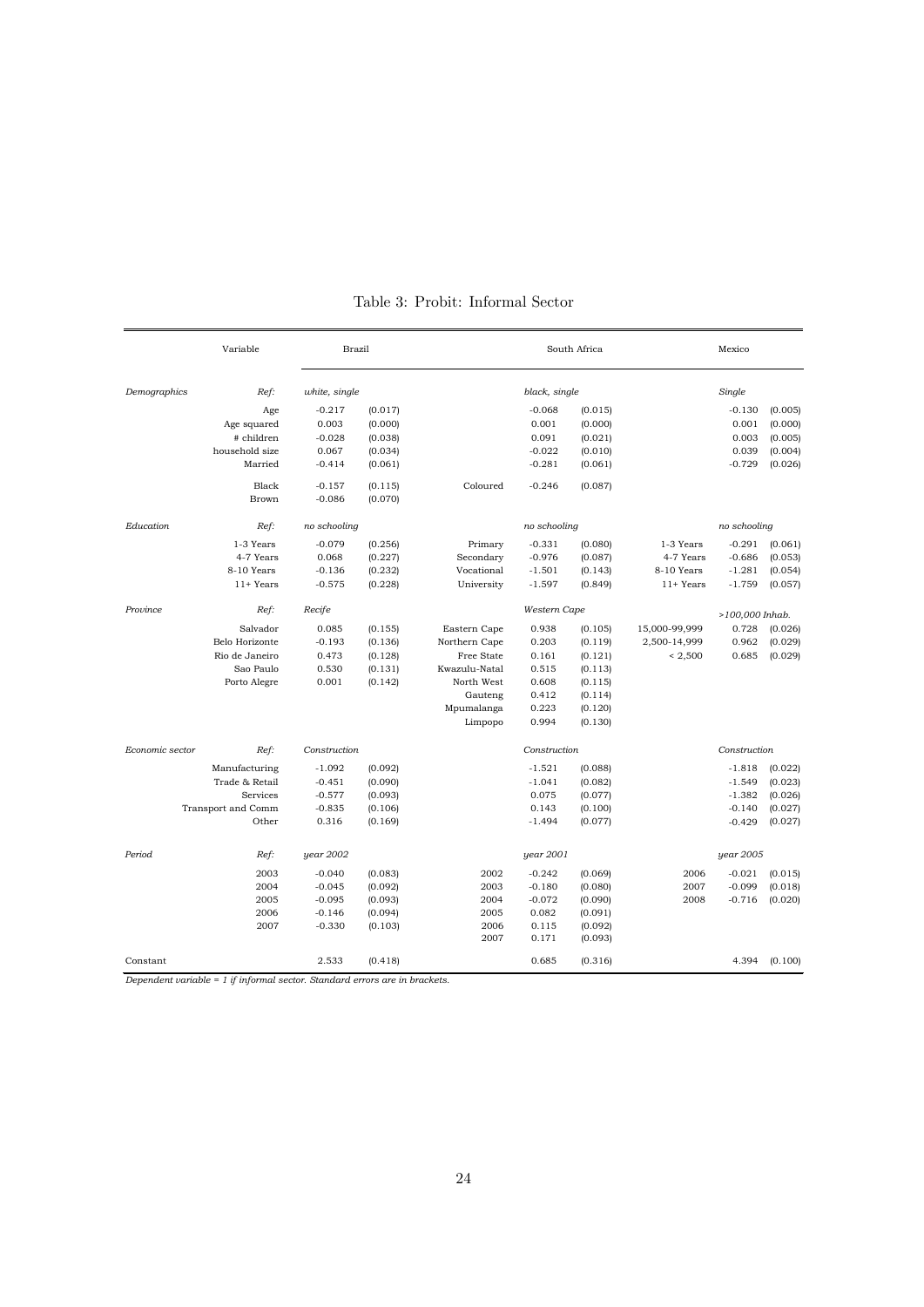Table 3: Probit: Informal Sector

| | Variable | Brazil | | | South Africa | | | Mexico | |
|---|---|---|---|---|---|---|---|---|---|
| *Demographics* | *Ref:* | *white, single* | | | *black, single* | | | *Single* | |
| | Age | -0.217 | (0.017) | | -0.068 | (0.015) | | -0.130 | (0.005) |
| | Age squared | 0.003 | (0.000) | | 0.001 | (0.000) | | 0.001 | (0.000) |
| | # children | -0.028 | (0.038) | | 0.091 | (0.021) | | 0.003 | (0.005) |
| | household size | 0.067 | (0.034) | | -0.022 | (0.010) | | 0.039 | (0.004) |
| | Married | -0.414 | (0.061) | | -0.281 | (0.061) | | -0.729 | (0.026) |
| | Black | -0.157 | (0.115) | Coloured | -0.246 | (0.087) | | | |
| | Brown | -0.086 | (0.070) | | | | | | |
| *Education* | *Ref:* | *no schooling* | | | *no schooling* | | | *no schooling* | |
| | 1-3 Years | -0.079 | (0.256) | Primary | -0.331 | (0.080) | 1-3 Years | -0.291 | (0.061) |
| | 4-7 Years | 0.068 | (0.227) | Secondary | -0.976 | (0.087) | 4-7 Years | -0.686 | (0.053) |
| | 8-10 Years | -0.136 | (0.232) | Vocational | -1.501 | (0.143) | 8-10 Years | -1.281 | (0.054) |
| | 11+ Years | -0.575 | (0.228) | University | -1.597 | (0.849) | 11+ Years | -1.759 | (0.057) |
| *Province* | *Ref:* | *Recife* | | | *Western Cape* | | | *>100,000 Inhab.* | |
| | Salvador | 0.085 | (0.155) | Eastern Cape | 0.938 | (0.105) | 15,000-99,999 | 0.728 | (0.026) |
| | Belo Horizonte | -0.193 | (0.136) | Northern Cape | 0.203 | (0.119) | 2,500-14,999 | 0.962 | (0.029) |
| | Rio de Janeiro | 0.473 | (0.128) | Free State | 0.161 | (0.121) | < 2,500 | 0.685 | (0.029) |
| | Sao Paulo | 0.530 | (0.131) | Kwazulu-Natal | 0.515 | (0.113) | | | |
| | Porto Alegre | 0.001 | (0.142) | North West | 0.608 | (0.115) | | | |
| | | | | Gauteng | 0.412 | (0.114) | | | |
| | | | | Mpumalanga | 0.223 | (0.120) | | | |
| | | | | Limpopo | 0.994 | (0.130) | | | |
| *Economic sector* | *Ref:* | *Construction* | | | *Construction* | | | *Construction* | |
| | Manufacturing | -1.092 | (0.092) | | -1.521 | (0.088) | | -1.818 | (0.022) |
| | Trade & Retail | -0.451 | (0.090) | | -1.041 | (0.082) | | -1.549 | (0.023) |
| | Services | -0.577 | (0.093) | | 0.075 | (0.077) | | -1.382 | (0.026) |
| | Transport and Comm | -0.835 | (0.106) | | 0.143 | (0.100) | | -0.140 | (0.027) |
| | Other | 0.316 | (0.169) | | -1.494 | (0.077) | | -0.429 | (0.027) |
| *Period* | *Ref:* | *year 2002* | | | *year 2001* | | | *year 2005* | |
| | 2003 | -0.040 | (0.083) | 2002 | -0.242 | (0.069) | 2006 | -0.021 | (0.015) |
| | 2004 | -0.045 | (0.092) | 2003 | -0.180 | (0.080) | 2007 | -0.099 | (0.018) |
| | 2005 | -0.095 | (0.093) | 2004 | -0.072 | (0.090) | 2008 | -0.716 | (0.020) |
| | 2006 | -0.146 | (0.094) | 2005 | 0.082 | (0.091) | | | |
| | 2007 | -0.330 | (0.103) | 2006 | 0.115 | (0.092) | | | |
| | | | | 2007 | 0.171 | (0.093) | | | |
| Constant | | 2.533 | (0.418) | | 0.685 | (0.316) | | 4.394 | (0.100) |

*Dependent variable = 1 if informal sector. Standard errors are in brackets.*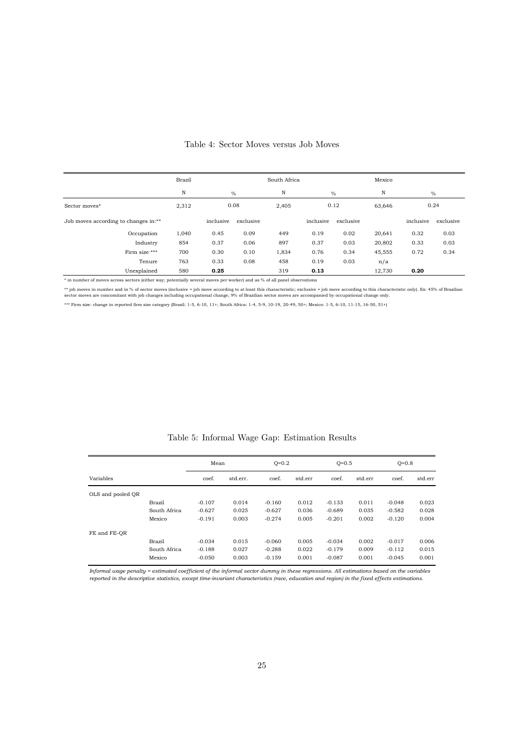Table 4: Sector Moves versus Job Moves

| | Brazil | | | South Africa | | | Mexico | | |
|---|---|---|---|---|---|---|---|---|---|
| | N | % | | N | % | | N | % | |
| Sector moves* | 2,312 | 0.08 | | 2,405 | 0.12 | | 63,646 | 0.24 | |
| Job moves according to changes in:** | | inclusive | exclusive | | inclusive | exclusive | | inclusive | exclusive |
| Occupation | 1,040 | 0.45 | 0.09 | 449 | 0.19 | 0.02 | 20,641 | 0.32 | 0.03 |
| Industry | 854 | 0.37 | 0.06 | 897 | 0.37 | 0.03 | 20,802 | 0.33 | 0.03 |
| Firm size *** | 700 | 0.30 | 0.10 | 1,834 | 0.76 | 0.34 | 45,555 | 0.72 | 0.34 |
| Tenure | 763 | 0.33 | 0.08 | 458 | 0.19 | 0.03 | n/a | | |
| Unexplained | 580 | **0.25** | | 319 | **0.13** | | 12,730 | **0.20** | |

* in number of moves across sectors (either way; potentially several moves per worker) and as % of all panel observations

** job moves in number and in % of sector moves (inclusive = job move according to at least this characteristic; exclusive = job move according to this characteristic only). Ex: 45% of Brazilian sector moves are concomitant with job changes including occupational change; 9% of Brazilian sector moves are accompanied by occupational change only.

*** Firm size: change in reported firm size category (Brazil: 1-5, 6-10, 11+; South Africa: 1-4, 5-9, 10-19, 20-49, 50+; Mexico: 1-5, 6-10, 11-15, 16-50, 51+)

Table 5: Informal Wage Gap: Estimation Results

| | | Mean | | Q=0.2 | | Q=0.5 | | Q=0.8 | |
|---|---|---|---|---|---|---|---|---|---|
| Variables | | coef. | std.err. | coef. | std.err | coef. | std.err | coef. | std.err |
| OLS and pooled QR | | | | | | | | | |
| | Brazil | -0.107 | 0.014 | -0.160 | 0.012 | -0.133 | 0.011 | -0.048 | 0.023 |
| | South Africa | -0.627 | 0.025 | -0.627 | 0.036 | -0.689 | 0.035 | -0.582 | 0.028 |
| | Mexico | -0.191 | 0.003 | -0.274 | 0.005 | -0.201 | 0.002 | -0.120 | 0.004 |
| FE and FE-QR | | | | | | | | | |
| | Brazil | -0.034 | 0.015 | -0.060 | 0.005 | -0.034 | 0.002 | -0.017 | 0.006 |
| | South Africa | -0.188 | 0.027 | -0.288 | 0.022 | -0.179 | 0.009 | -0.112 | 0.015 |
| | Mexico | -0.050 | 0.003 | -0.159 | 0.001 | -0.087 | 0.001 | -0.045 | 0.001 |

*Informal wage penalty = estimated coefficient of the informal sector dummy in these regressions. All estimations based on the variables reported in the descriptive statistics, except time-invariant characteristics (race, education and region) in the fixed effects estimations.*